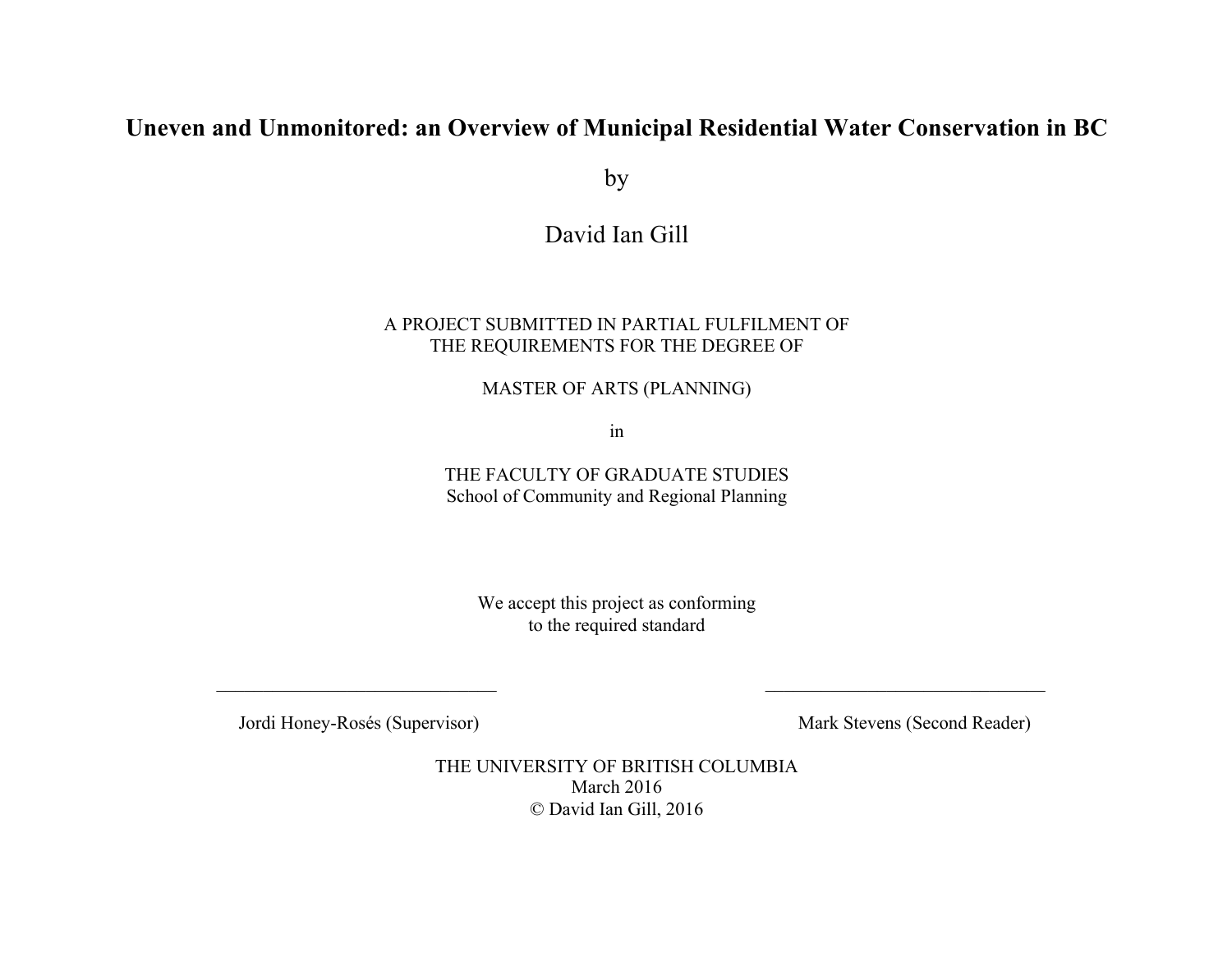# Uneven and Unmonitored: an Overview of Municipal Residential Water Conservation in BC

by

David Ian Gill

A PROJECT SUBMITTED IN PARTIAL FULFILMENT OF
THE REQUIREMENTS FOR THE DEGREE OF

MASTER OF ARTS (PLANNING)

in

THE FACULTY OF GRADUATE STUDIES
School of Community and Regional Planning

We accept this project as conforming
to the required standard

______________________________ ______________________________

Jordi Honey-Rosés (Supervisor) Mark Stevens (Second Reader)

THE UNIVERSITY OF BRITISH COLUMBIA
March 2016
© David Ian Gill, 2016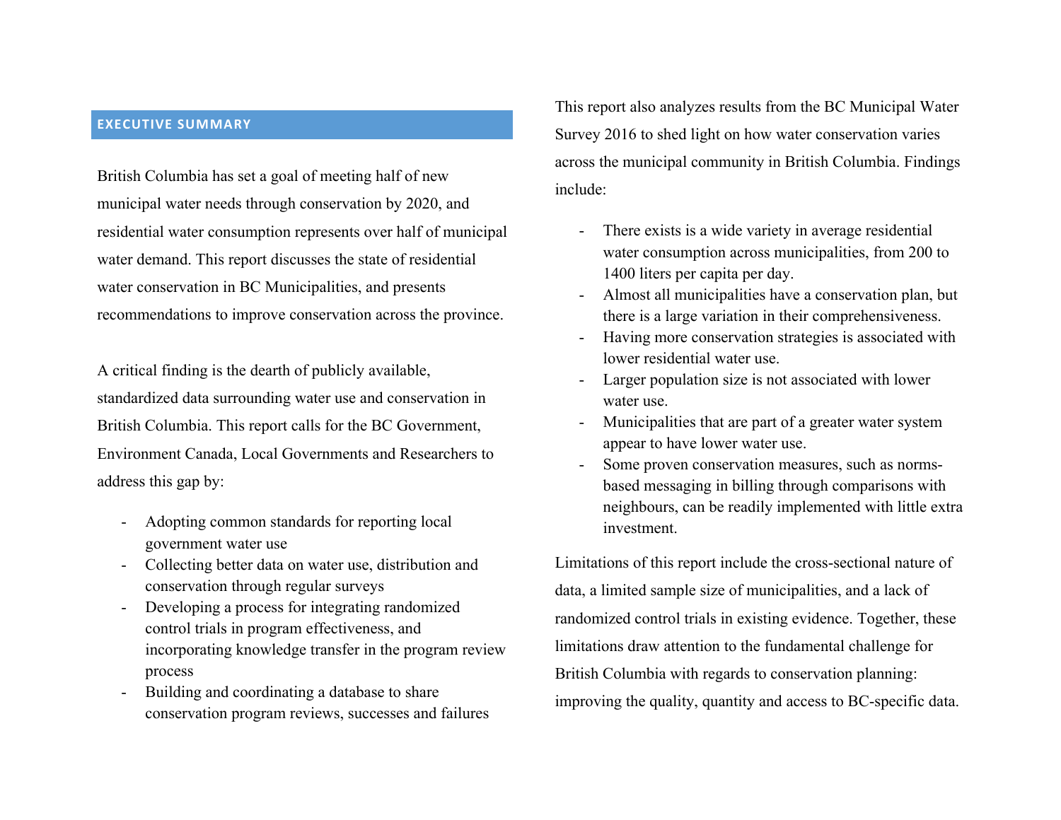## EXECUTIVE SUMMARY

British Columbia has set a goal of meeting half of new municipal water needs through conservation by 2020, and residential water consumption represents over half of municipal water demand. This report discusses the state of residential water conservation in BC Municipalities, and presents recommendations to improve conservation across the province.

A critical finding is the dearth of publicly available, standardized data surrounding water use and conservation in British Columbia. This report calls for the BC Government, Environment Canada, Local Governments and Researchers to address this gap by:

- Adopting common standards for reporting local government water use
- Collecting better data on water use, distribution and conservation through regular surveys
- Developing a process for integrating randomized control trials in program effectiveness, and incorporating knowledge transfer in the program review process
- Building and coordinating a database to share conservation program reviews, successes and failures

This report also analyzes results from the BC Municipal Water Survey 2016 to shed light on how water conservation varies across the municipal community in British Columbia. Findings include:

- There exists is a wide variety in average residential water consumption across municipalities, from 200 to 1400 liters per capita per day.
- Almost all municipalities have a conservation plan, but there is a large variation in their comprehensiveness.
- Having more conservation strategies is associated with lower residential water use.
- Larger population size is not associated with lower water use.
- Municipalities that are part of a greater water system appear to have lower water use.
- Some proven conservation measures, such as norms-based messaging in billing through comparisons with neighbours, can be readily implemented with little extra investment.

Limitations of this report include the cross-sectional nature of data, a limited sample size of municipalities, and a lack of randomized control trials in existing evidence. Together, these limitations draw attention to the fundamental challenge for British Columbia with regards to conservation planning: improving the quality, quantity and access to BC-specific data.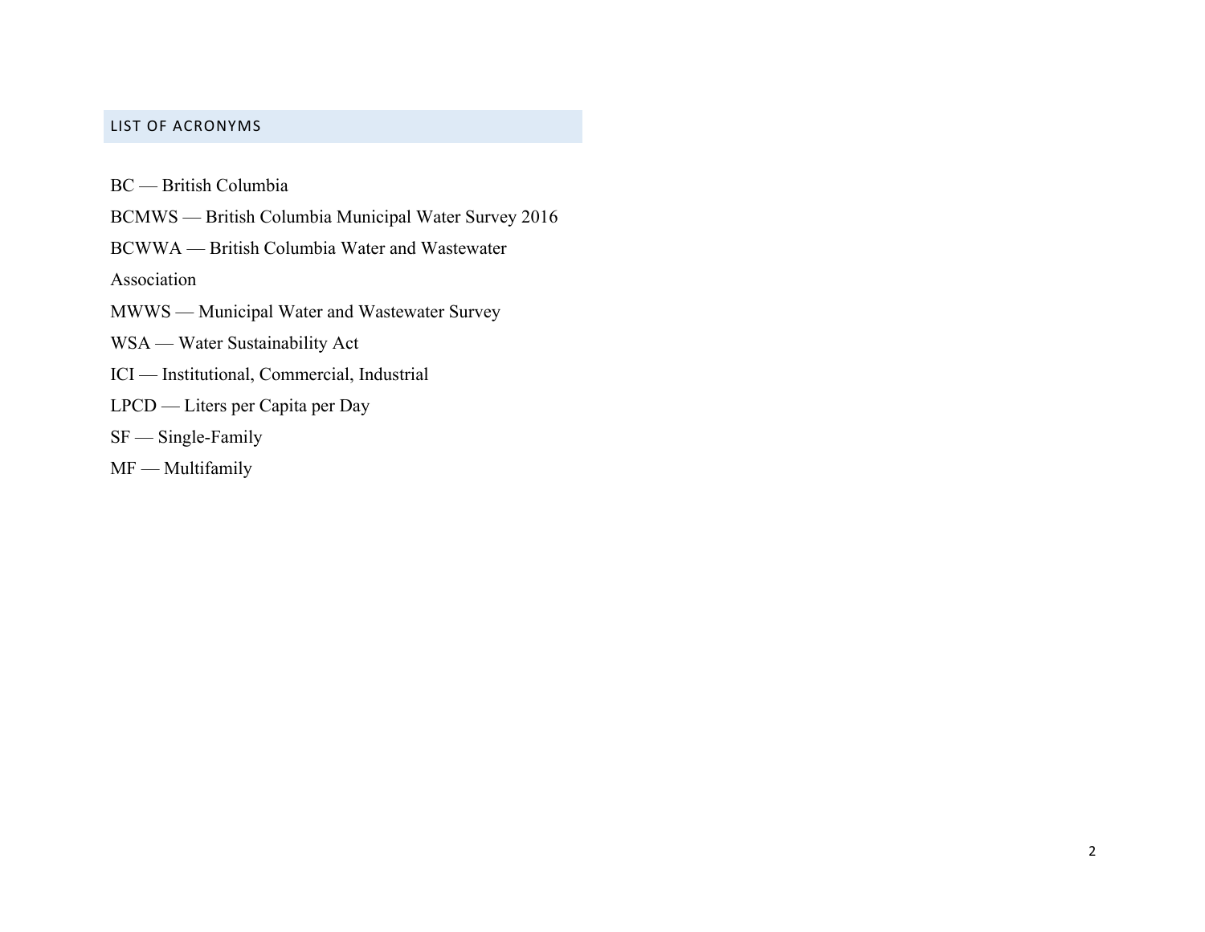## LIST OF ACRONYMS

BC — British Columbia

BCMWS — British Columbia Municipal Water Survey 2016

BCWWA — British Columbia Water and Wastewater Association

MWWS — Municipal Water and Wastewater Survey

WSA — Water Sustainability Act

ICI — Institutional, Commercial, Industrial

LPCD — Liters per Capita per Day

SF — Single-Family

MF — Multifamily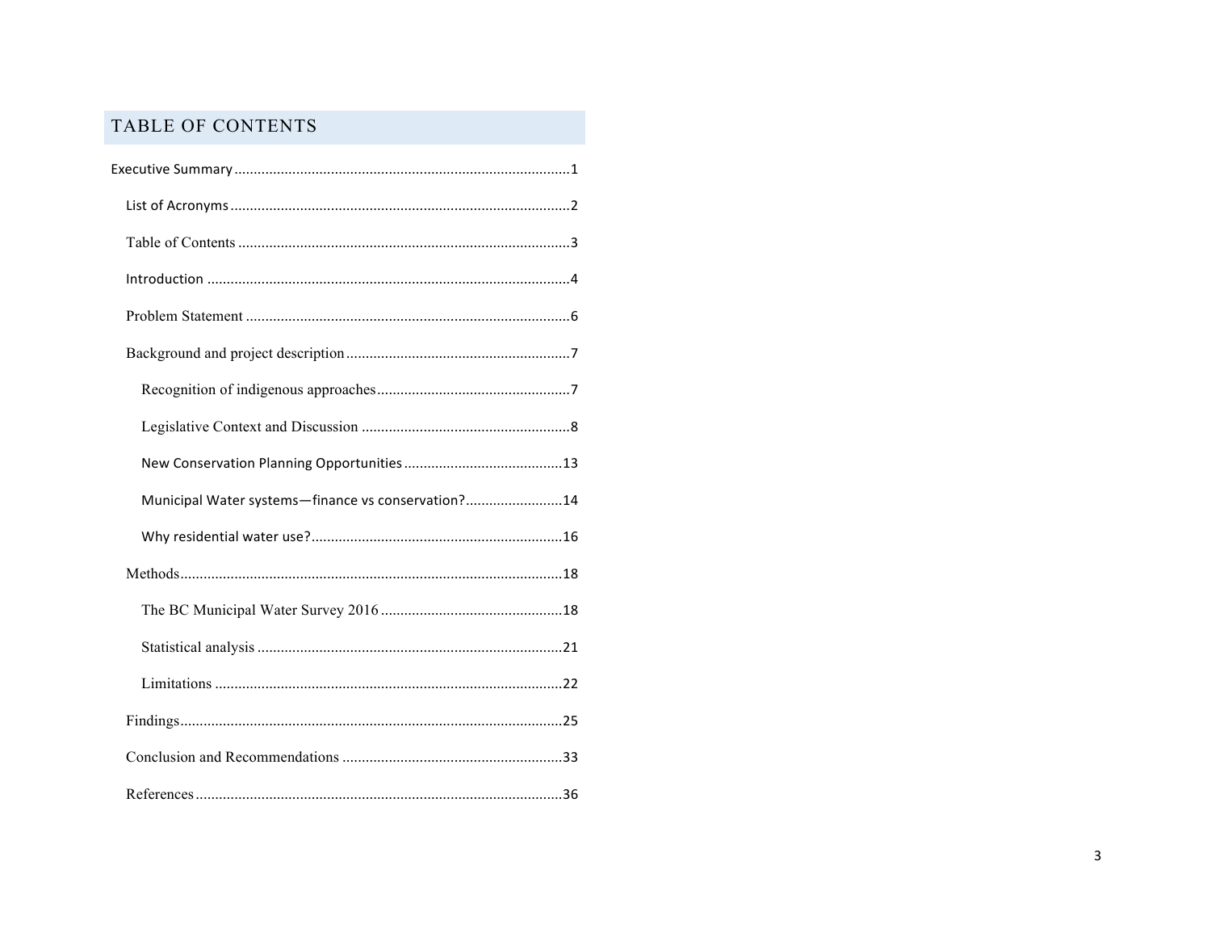# TABLE OF CONTENTS

Executive Summary ......................................................................................1

- List of Acronyms ......................................................................................2
- Table of Contents ......................................................................................3
- Introduction ......................................................................................4
- Problem Statement ......................................................................................6
- Background and project description ......................................................................................7
  - Recognition of indigenous approaches ......................................................................................7
  - Legislative Context and Discussion ......................................................................................8
  - New Conservation Planning Opportunities ......................................................................................13
  - Municipal Water systems—finance vs conservation? ......................................................................................14
  - Why residential water use? ......................................................................................16
- Methods ......................................................................................18
  - The BC Municipal Water Survey 2016 ......................................................................................18
  - Statistical analysis ......................................................................................21
  - Limitations ......................................................................................22
- Findings ......................................................................................25
- Conclusion and Recommendations ......................................................................................33
- References ......................................................................................36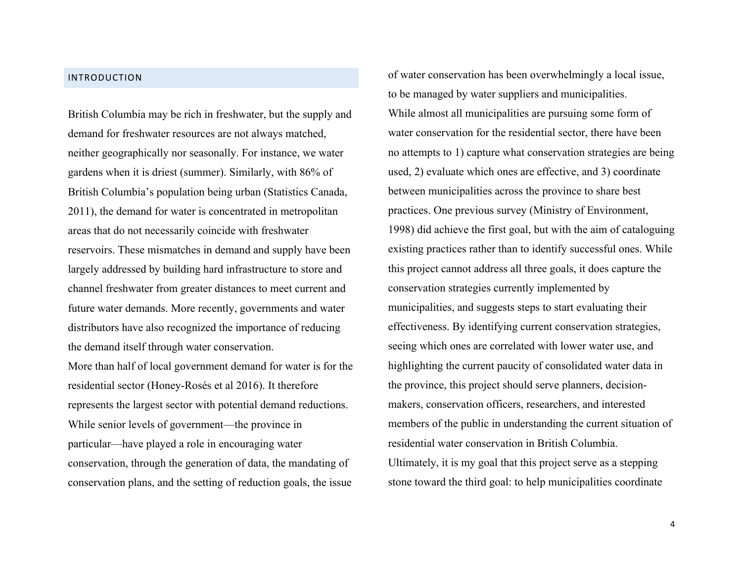## INTRODUCTION

British Columbia may be rich in freshwater, but the supply and demand for freshwater resources are not always matched, neither geographically nor seasonally. For instance, we water gardens when it is driest (summer). Similarly, with 86% of British Columbia's population being urban (Statistics Canada, 2011), the demand for water is concentrated in metropolitan areas that do not necessarily coincide with freshwater reservoirs. These mismatches in demand and supply have been largely addressed by building hard infrastructure to store and channel freshwater from greater distances to meet current and future water demands. More recently, governments and water distributors have also recognized the importance of reducing the demand itself through water conservation.

More than half of local government demand for water is for the residential sector (Honey-Rosés et al 2016). It therefore represents the largest sector with potential demand reductions. While senior levels of government—the province in particular—have played a role in encouraging water conservation, through the generation of data, the mandating of conservation plans, and the setting of reduction goals, the issue of water conservation has been overwhelmingly a local issue, to be managed by water suppliers and municipalities.

While almost all municipalities are pursuing some form of water conservation for the residential sector, there have been no attempts to 1) capture what conservation strategies are being used, 2) evaluate which ones are effective, and 3) coordinate between municipalities across the province to share best practices. One previous survey (Ministry of Environment, 1998) did achieve the first goal, but with the aim of cataloguing existing practices rather than to identify successful ones. While this project cannot address all three goals, it does capture the conservation strategies currently implemented by municipalities, and suggests steps to start evaluating their effectiveness. By identifying current conservation strategies, seeing which ones are correlated with lower water use, and highlighting the current paucity of consolidated water data in the province, this project should serve planners, decision-makers, conservation officers, researchers, and interested members of the public in understanding the current situation of residential water conservation in British Columbia.

Ultimately, it is my goal that this project serve as a stepping stone toward the third goal: to help municipalities coordinate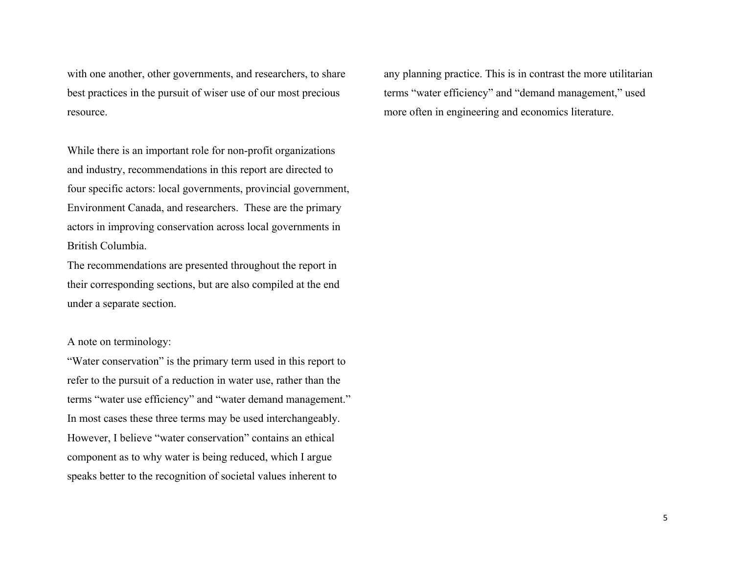with one another, other governments, and researchers, to share best practices in the pursuit of wiser use of our most precious resource.

While there is an important role for non-profit organizations and industry, recommendations in this report are directed to four specific actors: local governments, provincial government, Environment Canada, and researchers. These are the primary actors in improving conservation across local governments in British Columbia.

The recommendations are presented throughout the report in their corresponding sections, but are also compiled at the end under a separate section.

A note on terminology:

"Water conservation" is the primary term used in this report to refer to the pursuit of a reduction in water use, rather than the terms "water use efficiency" and "water demand management." In most cases these three terms may be used interchangeably. However, I believe "water conservation" contains an ethical component as to why water is being reduced, which I argue speaks better to the recognition of societal values inherent to any planning practice. This is in contrast the more utilitarian terms "water efficiency" and "demand management," used more often in engineering and economics literature.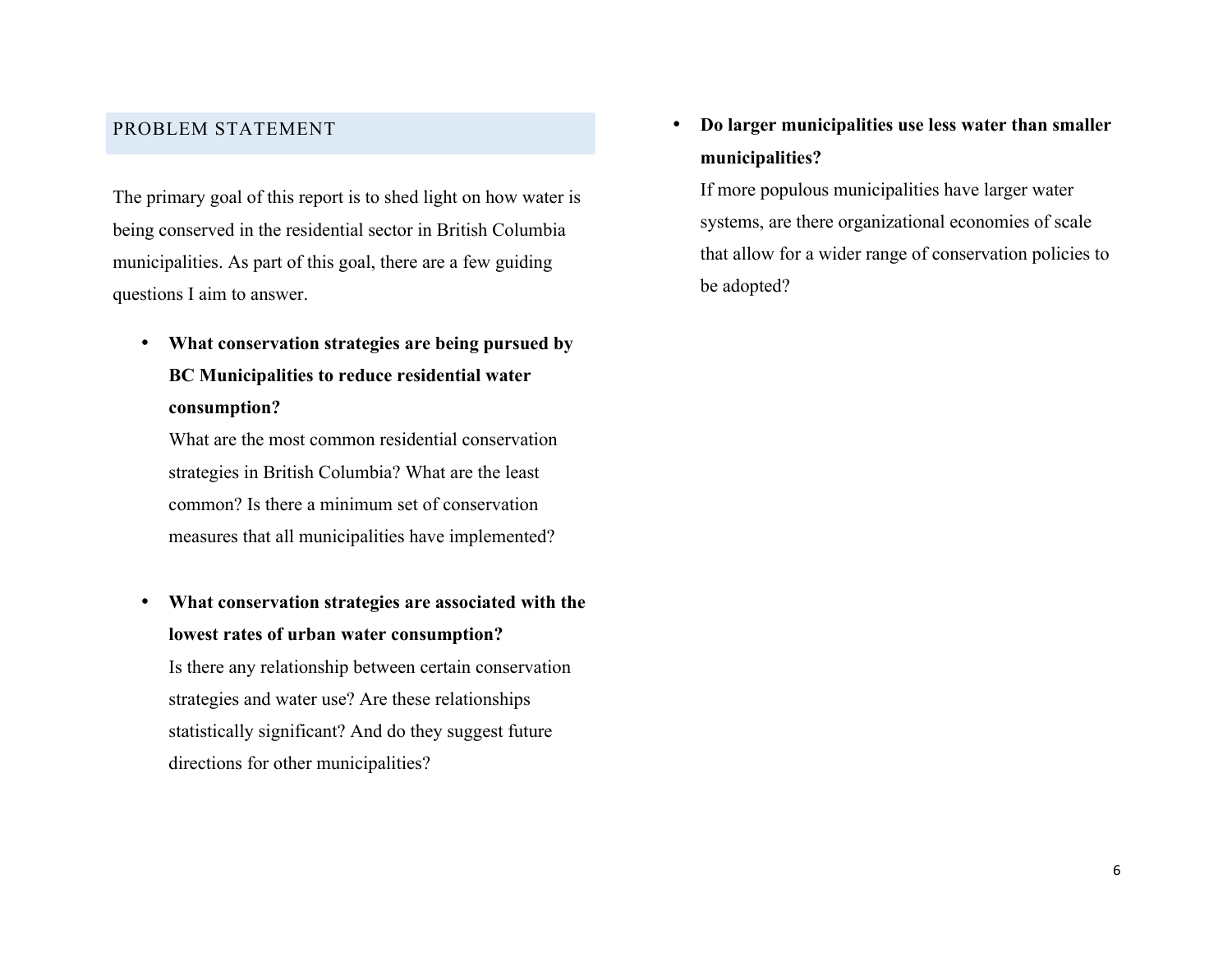## PROBLEM STATEMENT

The primary goal of this report is to shed light on how water is being conserved in the residential sector in British Columbia municipalities. As part of this goal, there are a few guiding questions I aim to answer.

- **What conservation strategies are being pursued by BC Municipalities to reduce residential water consumption?**
  What are the most common residential conservation strategies in British Columbia? What are the least common? Is there a minimum set of conservation measures that all municipalities have implemented?

- **What conservation strategies are associated with the lowest rates of urban water consumption?**
  Is there any relationship between certain conservation strategies and water use? Are these relationships statistically significant? And do they suggest future directions for other municipalities?

- **Do larger municipalities use less water than smaller municipalities?**
  If more populous municipalities have larger water systems, are there organizational economies of scale that allow for a wider range of conservation policies to be adopted?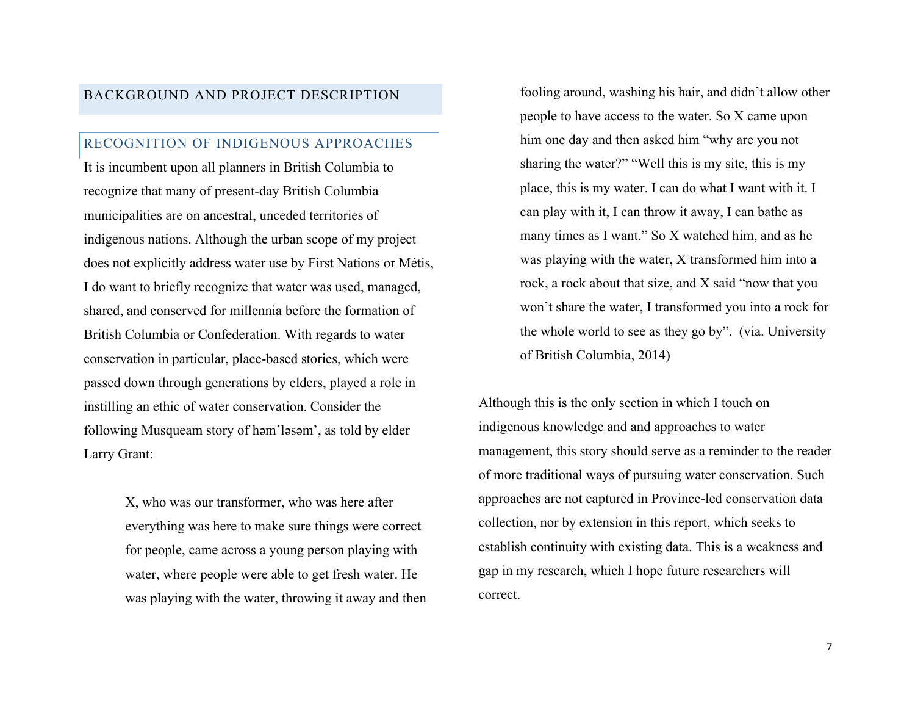## BACKGROUND AND PROJECT DESCRIPTION

### RECOGNITION OF INDIGENOUS APPROACHES

It is incumbent upon all planners in British Columbia to recognize that many of present-day British Columbia municipalities are on ancestral, unceded territories of indigenous nations. Although the urban scope of my project does not explicitly address water use by First Nations or Métis, I do want to briefly recognize that water was used, managed, shared, and conserved for millennia before the formation of British Columbia or Confederation. With regards to water conservation in particular, place-based stories, which were passed down through generations by elders, played a role in instilling an ethic of water conservation. Consider the following Musqueam story of həm'ləsəm', as told by elder Larry Grant:

> X, who was our transformer, who was here after everything was here to make sure things were correct for people, came across a young person playing with water, where people were able to get fresh water. He was playing with the water, throwing it away and then fooling around, washing his hair, and didn't allow other people to have access to the water. So X came upon him one day and then asked him "why are you not sharing the water?" "Well this is my site, this is my place, this is my water. I can do what I want with it. I can play with it, I can throw it away, I can bathe as many times as I want." So X watched him, and as he was playing with the water, X transformed him into a rock, a rock about that size, and X said "now that you won't share the water, I transformed you into a rock for the whole world to see as they go by". (via. University of British Columbia, 2014)

Although this is the only section in which I touch on indigenous knowledge and and approaches to water management, this story should serve as a reminder to the reader of more traditional ways of pursuing water conservation. Such approaches are not captured in Province-led conservation data collection, nor by extension in this report, which seeks to establish continuity with existing data. This is a weakness and gap in my research, which I hope future researchers will correct.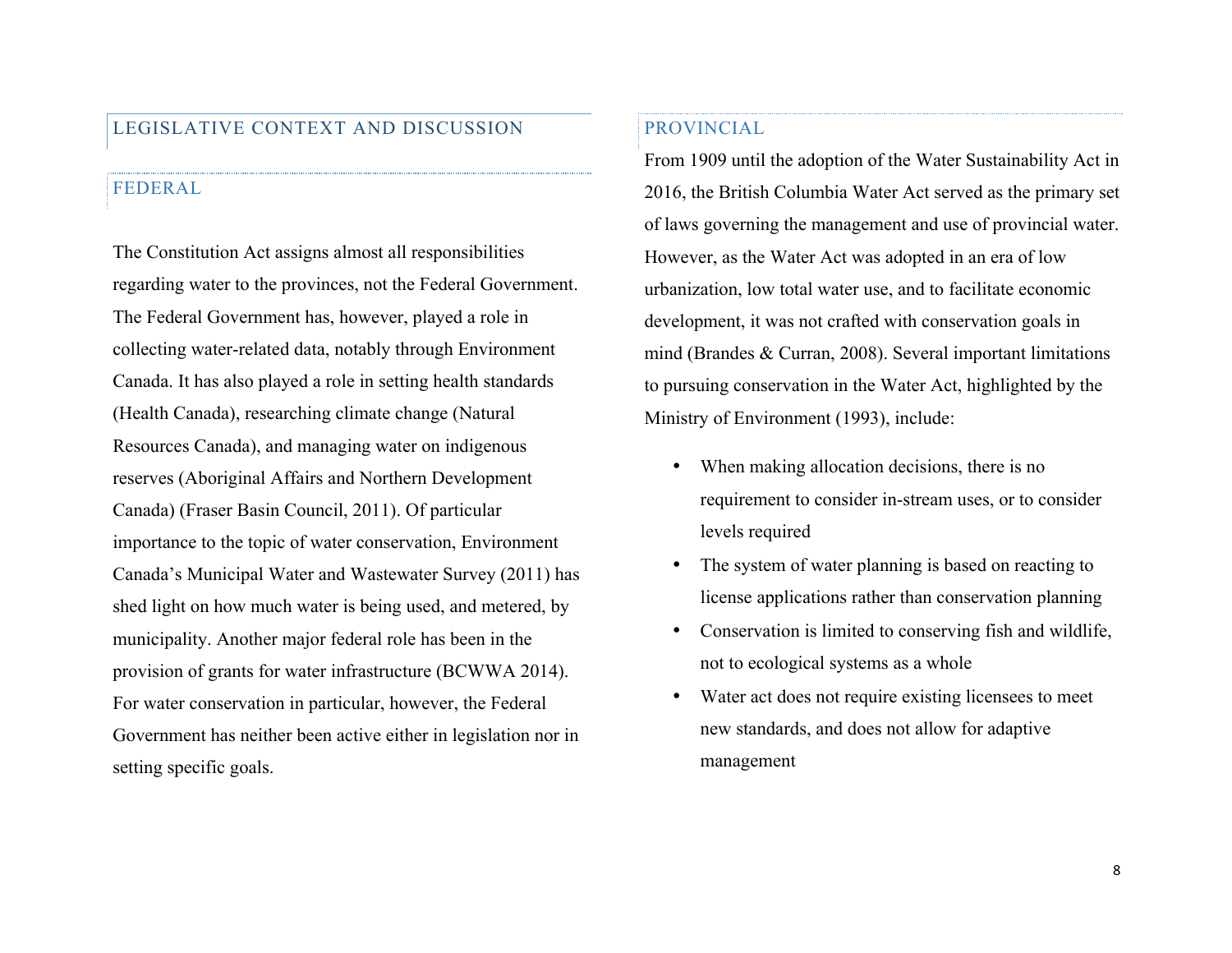## LEGISLATIVE CONTEXT AND DISCUSSION

### FEDERAL

The Constitution Act assigns almost all responsibilities regarding water to the provinces, not the Federal Government. The Federal Government has, however, played a role in collecting water-related data, notably through Environment Canada. It has also played a role in setting health standards (Health Canada), researching climate change (Natural Resources Canada), and managing water on indigenous reserves (Aboriginal Affairs and Northern Development Canada) (Fraser Basin Council, 2011). Of particular importance to the topic of water conservation, Environment Canada's Municipal Water and Wastewater Survey (2011) has shed light on how much water is being used, and metered, by municipality. Another major federal role has been in the provision of grants for water infrastructure (BCWWA 2014). For water conservation in particular, however, the Federal Government has neither been active either in legislation nor in setting specific goals.

### PROVINCIAL

From 1909 until the adoption of the Water Sustainability Act in 2016, the British Columbia Water Act served as the primary set of laws governing the management and use of provincial water. However, as the Water Act was adopted in an era of low urbanization, low total water use, and to facilitate economic development, it was not crafted with conservation goals in mind (Brandes & Curran, 2008). Several important limitations to pursuing conservation in the Water Act, highlighted by the Ministry of Environment (1993), include:

- When making allocation decisions, there is no requirement to consider in-stream uses, or to consider levels required
- The system of water planning is based on reacting to license applications rather than conservation planning
- Conservation is limited to conserving fish and wildlife, not to ecological systems as a whole
- Water act does not require existing licensees to meet new standards, and does not allow for adaptive management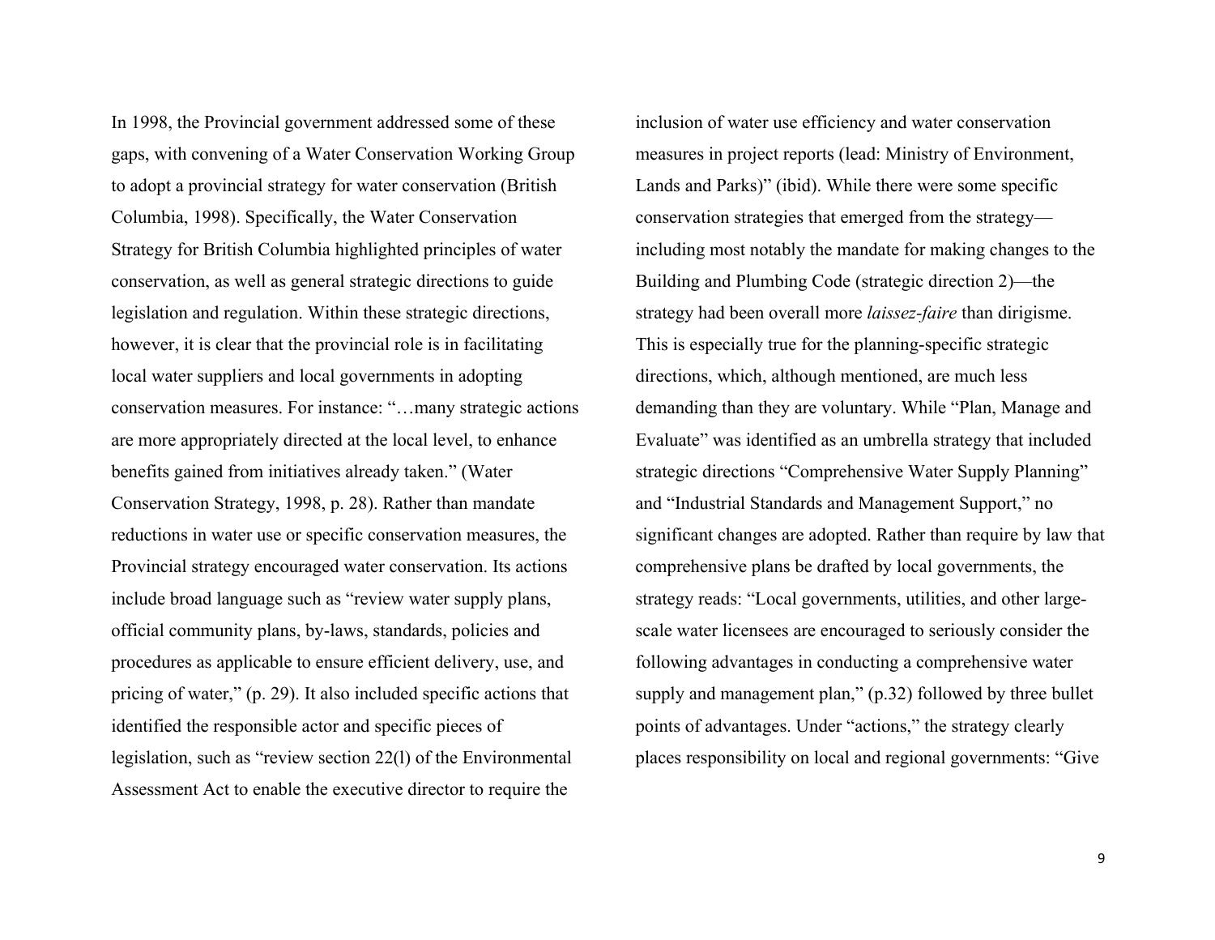In 1998, the Provincial government addressed some of these gaps, with convening of a Water Conservation Working Group to adopt a provincial strategy for water conservation (British Columbia, 1998). Specifically, the Water Conservation Strategy for British Columbia highlighted principles of water conservation, as well as general strategic directions to guide legislation and regulation. Within these strategic directions, however, it is clear that the provincial role is in facilitating local water suppliers and local governments in adopting conservation measures. For instance: "…many strategic actions are more appropriately directed at the local level, to enhance benefits gained from initiatives already taken." (Water Conservation Strategy, 1998, p. 28). Rather than mandate reductions in water use or specific conservation measures, the Provincial strategy encouraged water conservation. Its actions include broad language such as "review water supply plans, official community plans, by-laws, standards, policies and procedures as applicable to ensure efficient delivery, use, and pricing of water," (p. 29). It also included specific actions that identified the responsible actor and specific pieces of legislation, such as "review section 22(l) of the Environmental Assessment Act to enable the executive director to require the inclusion of water use efficiency and water conservation measures in project reports (lead: Ministry of Environment, Lands and Parks)" (ibid). While there were some specific conservation strategies that emerged from the strategy—including most notably the mandate for making changes to the Building and Plumbing Code (strategic direction 2)—the strategy had been overall more *laissez-faire* than dirigisme. This is especially true for the planning-specific strategic directions, which, although mentioned, are much less demanding than they are voluntary. While "Plan, Manage and Evaluate" was identified as an umbrella strategy that included strategic directions "Comprehensive Water Supply Planning" and "Industrial Standards and Management Support," no significant changes are adopted. Rather than require by law that comprehensive plans be drafted by local governments, the strategy reads: "Local governments, utilities, and other large-scale water licensees are encouraged to seriously consider the following advantages in conducting a comprehensive water supply and management plan," (p.32) followed by three bullet points of advantages. Under "actions," the strategy clearly places responsibility on local and regional governments: "Give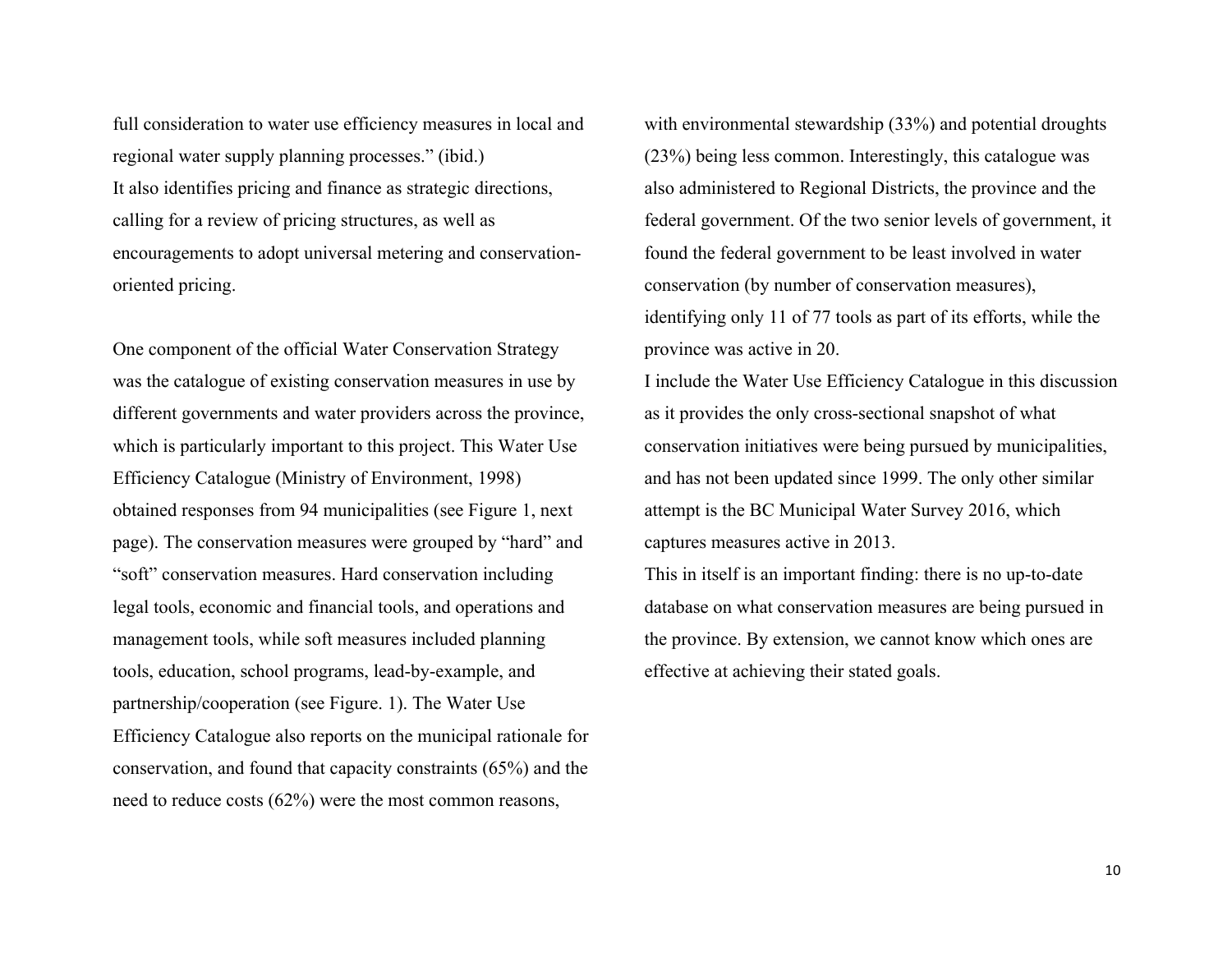full consideration to water use efficiency measures in local and regional water supply planning processes." (ibid.)
It also identifies pricing and finance as strategic directions, calling for a review of pricing structures, as well as encouragements to adopt universal metering and conservation-oriented pricing.

One component of the official Water Conservation Strategy was the catalogue of existing conservation measures in use by different governments and water providers across the province, which is particularly important to this project. This Water Use Efficiency Catalogue (Ministry of Environment, 1998) obtained responses from 94 municipalities (see Figure 1, next page). The conservation measures were grouped by "hard" and "soft" conservation measures. Hard conservation including legal tools, economic and financial tools, and operations and management tools, while soft measures included planning tools, education, school programs, lead-by-example, and partnership/cooperation (see Figure. 1). The Water Use Efficiency Catalogue also reports on the municipal rationale for conservation, and found that capacity constraints (65%) and the need to reduce costs (62%) were the most common reasons, with environmental stewardship (33%) and potential droughts (23%) being less common. Interestingly, this catalogue was also administered to Regional Districts, the province and the federal government. Of the two senior levels of government, it found the federal government to be least involved in water conservation (by number of conservation measures), identifying only 11 of 77 tools as part of its efforts, while the province was active in 20.
I include the Water Use Efficiency Catalogue in this discussion as it provides the only cross-sectional snapshot of what conservation initiatives were being pursued by municipalities, and has not been updated since 1999. The only other similar attempt is the BC Municipal Water Survey 2016, which captures measures active in 2013.
This in itself is an important finding: there is no up-to-date database on what conservation measures are being pursued in the province. By extension, we cannot know which ones are effective at achieving their stated goals.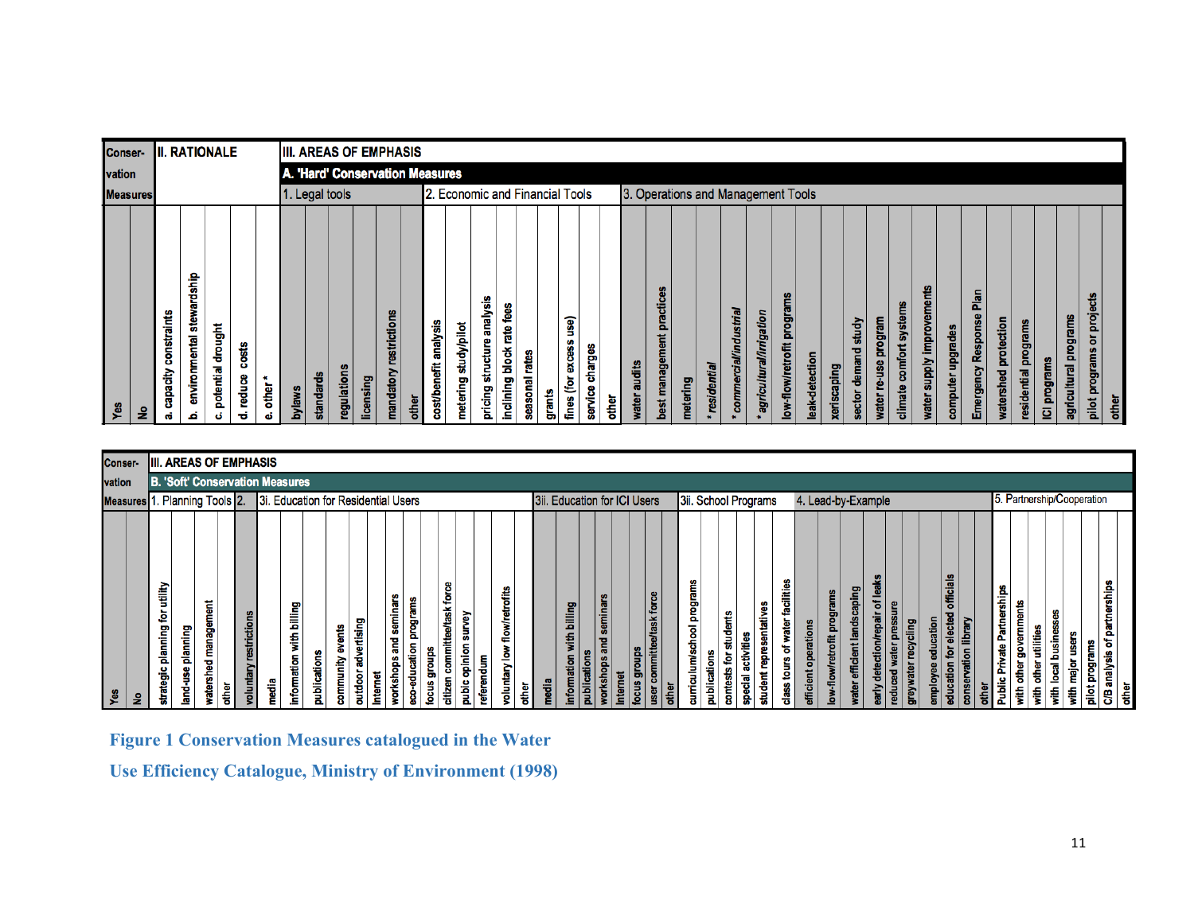| Conservation Measures | | II. RATIONALE | | | | | III. AREAS OF EMPHASIS | | | | | | | | | | | | | | | | | | | | | | | | | | | | | | | | | | | | | | |
|---|---|---|---|---|---|---|---|---|---|---|---|---|---|---|---|---|---|---|---|---|---|---|---|---|---|---|---|---|---|---|---|---|---|---|---|---|---|---|---|---|---|---|---|---|---|
| | | | | | | | A. 'Hard' Conservation Measures | | | | | | | | | | | | | | | | | | | | | | | | | | | | | | | | | | | | | | |
| | | | | | | | 1. Legal tools | | | | | | 2. Economic and Financial Tools | | | | | | | | | 3. Operations and Management Tools | | | | | | | | | | | | | | | | | | | | | | | | | |
| Yes | No | a. capacity constraints | b. environmental stewardship | c. potential drought | d. reduce costs | e. other * | bylaws | standards | regulations | licensing | mandatory restrictions | other | cost/benefit analysis | metering study/pilot | pricing structure analysis | inclining block rate fees | seasonal rates | grants | fines (for excess use) | service charges | other | water audits | best management practices | metering | * residential | * commercial/industrial | * agricultural/irrigation | low-flow/retrofit programs | leak-detection | xeriscaping | sector demand study | water re-use program | climate comfort systems | water supply improvements | computer upgrades | Emergency Response Plan | watershed protection | residential programs | ICI programs | agricultural programs | pilot programs or projects | other | | | |

| Conservation Measures | | III. AREAS OF EMPHASIS | | | | | | | | | | | | | | | | | | | | | | | | | | | | | | | | | | | | | | | | | | | | | | | | | | | | | | |
|---|---|---|---|---|---|---|---|---|---|---|---|---|---|---|---|---|---|---|---|---|---|---|---|---|---|---|---|---|---|---|---|---|---|---|---|---|---|---|---|---|---|---|---|---|---|---|---|---|---|---|---|---|---|---|---|
| | | B. 'Soft' Conservation Measures | | | | | | | | | | | | | | | | | | | | | | | | | | | | | | | | | | | | | | | | | | | | | | | | | | | | | |
| | | 1. Planning Tools | | | | 2. | 3i. Education for Residential Users | | | | | | | | | | | | | | | 3ii. Education for ICI Users | | | | | | | | 3iii. School Programs | | | | | | 4. Lead-by-Example | | | | | | | | | | 5. Partnership/Cooperation | | | | | | | | |
| Yes | No | strategic planning for utility | land-use planning | watershed management | other | voluntary restrictions | media | information with billing | publications | community events | outdoor advertising | Internet | workshops and seminars | eco-education programs | focus groups | citizen committee/task force | public opinion survey | referendum | voluntary low flow/retrofits | other | | media | information with billing | publications | workshops and seminars | Internet | focus groups | user committee/task force | other | curriculum/school programs | publications | contests for students | special activities | student representatives | class tours of water facilities | efficient operations | low-flow/retrofit programs | water efficient landscaping | early detection/repair of leaks | reduced water pressure | greywater recycling | employee education | education for elected officials | conservation library | other | Public Private Partnerships | with other governments | with other utilities | with local businesses | with major users | pilot programs | C/B analysis of partnerships | other | | |

Figure 1 Conservation Measures catalogued in the Water Use Efficiency Catalogue, Ministry of Environment (1998)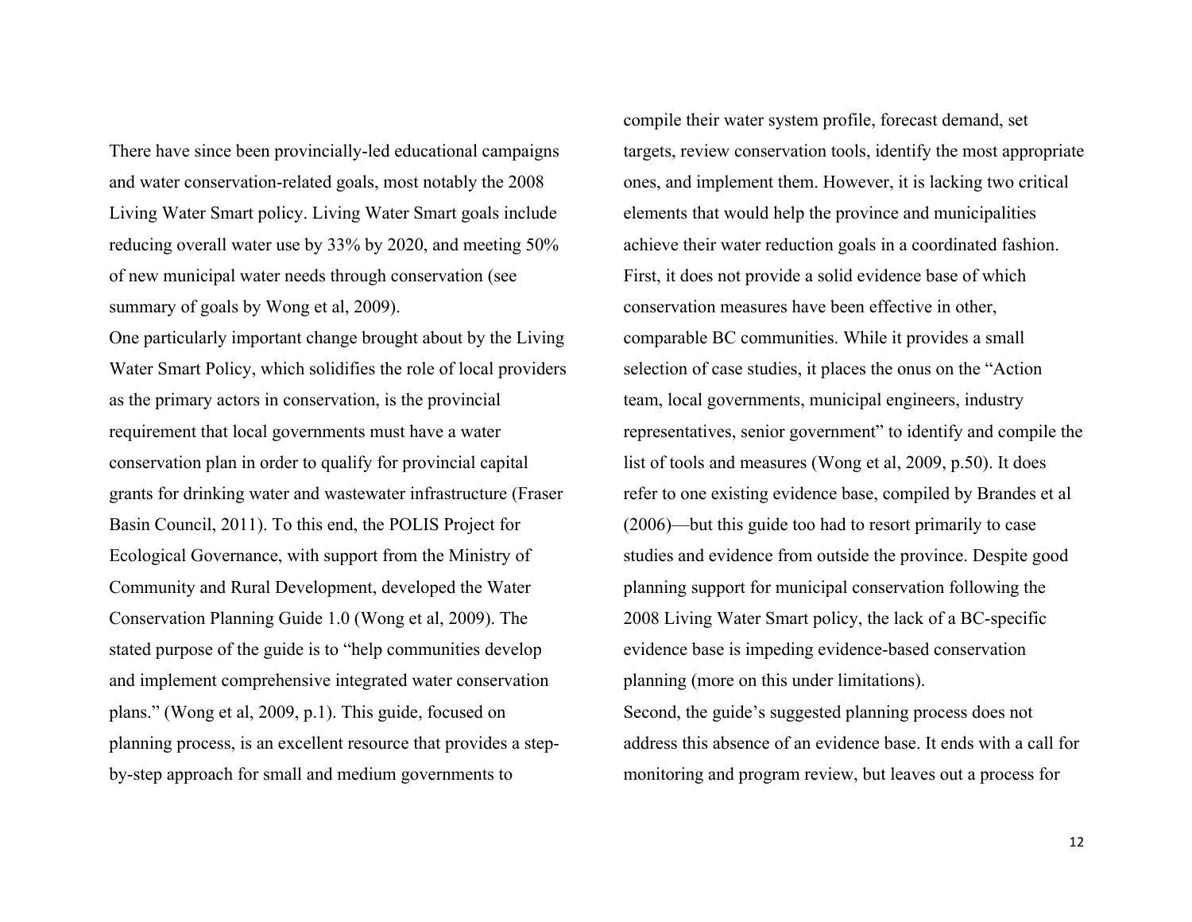There have since been provincially-led educational campaigns and water conservation-related goals, most notably the 2008 Living Water Smart policy. Living Water Smart goals include reducing overall water use by 33% by 2020, and meeting 50% of new municipal water needs through conservation (see summary of goals by Wong et al, 2009).

One particularly important change brought about by the Living Water Smart Policy, which solidifies the role of local providers as the primary actors in conservation, is the provincial requirement that local governments must have a water conservation plan in order to qualify for provincial capital grants for drinking water and wastewater infrastructure (Fraser Basin Council, 2011). To this end, the POLIS Project for Ecological Governance, with support from the Ministry of Community and Rural Development, developed the Water Conservation Planning Guide 1.0 (Wong et al, 2009). The stated purpose of the guide is to "help communities develop and implement comprehensive integrated water conservation plans." (Wong et al, 2009, p.1). This guide, focused on planning process, is an excellent resource that provides a step-by-step approach for small and medium governments to compile their water system profile, forecast demand, set targets, review conservation tools, identify the most appropriate ones, and implement them. However, it is lacking two critical elements that would help the province and municipalities achieve their water reduction goals in a coordinated fashion. First, it does not provide a solid evidence base of which conservation measures have been effective in other, comparable BC communities. While it provides a small selection of case studies, it places the onus on the "Action team, local governments, municipal engineers, industry representatives, senior government" to identify and compile the list of tools and measures (Wong et al, 2009, p.50). It does refer to one existing evidence base, compiled by Brandes et al (2006)—but this guide too had to resort primarily to case studies and evidence from outside the province. Despite good planning support for municipal conservation following the 2008 Living Water Smart policy, the lack of a BC-specific evidence base is impeding evidence-based conservation planning (more on this under limitations).

Second, the guide's suggested planning process does not address this absence of an evidence base. It ends with a call for monitoring and program review, but leaves out a process for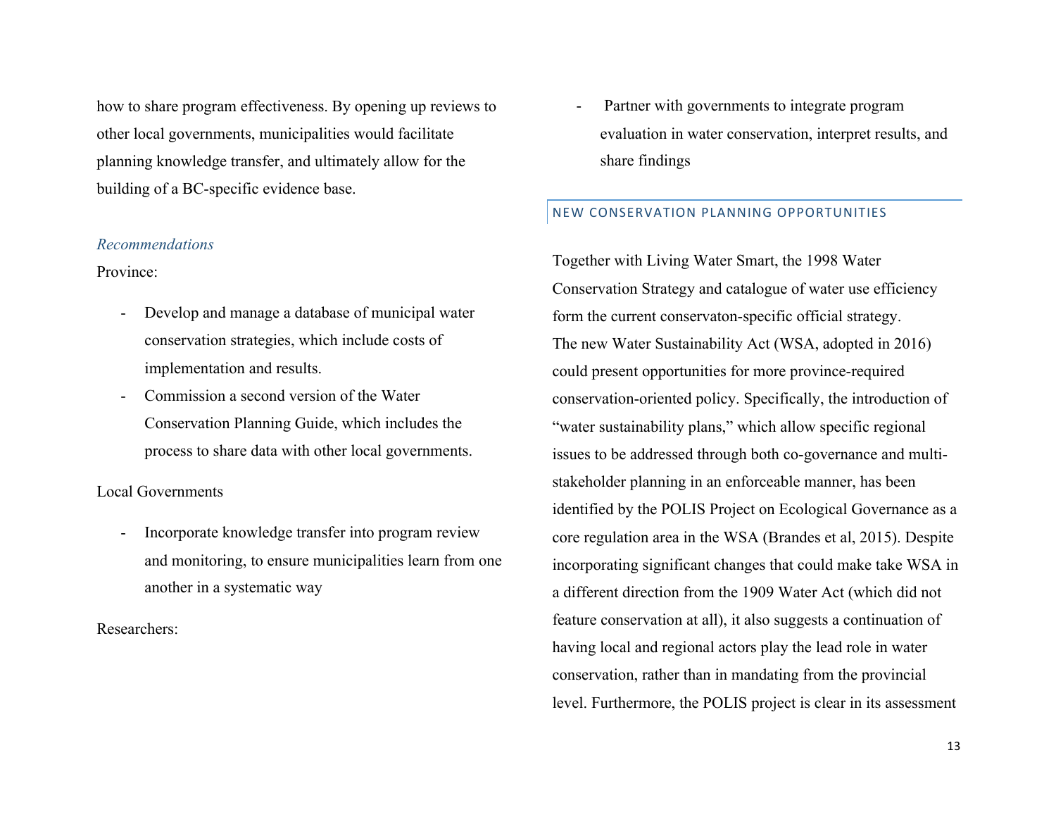how to share program effectiveness. By opening up reviews to other local governments, municipalities would facilitate planning knowledge transfer, and ultimately allow for the building of a BC-specific evidence base.

*Recommendations*

Province:

- Develop and manage a database of municipal water conservation strategies, which include costs of implementation and results.
- Commission a second version of the Water Conservation Planning Guide, which includes the process to share data with other local governments.

Local Governments

- Incorporate knowledge transfer into program review and monitoring, to ensure municipalities learn from one another in a systematic way

Researchers:

- Partner with governments to integrate program evaluation in water conservation, interpret results, and share findings

## NEW CONSERVATION PLANNING OPPORTUNITIES

Together with Living Water Smart, the 1998 Water Conservation Strategy and catalogue of water use efficiency form the current conservaton-specific official strategy. The new Water Sustainability Act (WSA, adopted in 2016) could present opportunities for more province-required conservation-oriented policy. Specifically, the introduction of "water sustainability plans," which allow specific regional issues to be addressed through both co-governance and multi-stakeholder planning in an enforceable manner, has been identified by the POLIS Project on Ecological Governance as a core regulation area in the WSA (Brandes et al, 2015). Despite incorporating significant changes that could make take WSA in a different direction from the 1909 Water Act (which did not feature conservation at all), it also suggests a continuation of having local and regional actors play the lead role in water conservation, rather than in mandating from the provincial level. Furthermore, the POLIS project is clear in its assessment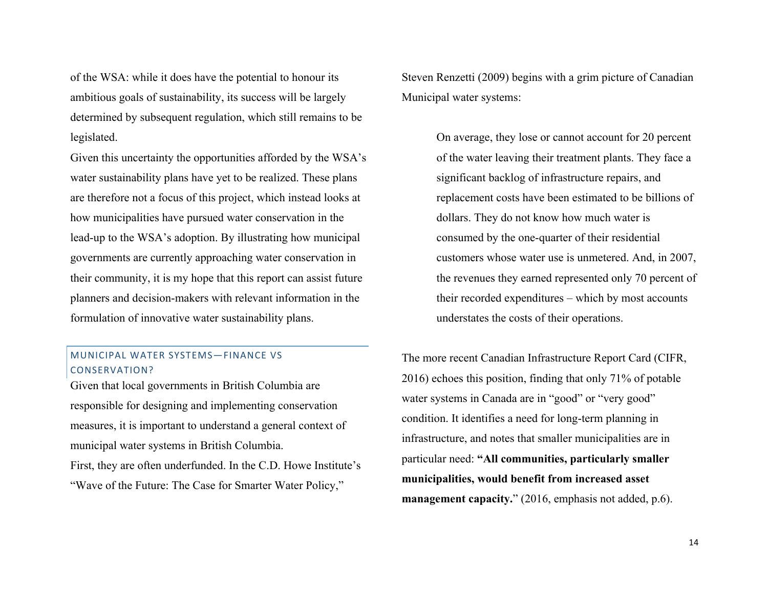of the WSA: while it does have the potential to honour its ambitious goals of sustainability, its success will be largely determined by subsequent regulation, which still remains to be legislated.

Given this uncertainty the opportunities afforded by the WSA's water sustainability plans have yet to be realized. These plans are therefore not a focus of this project, which instead looks at how municipalities have pursued water conservation in the lead-up to the WSA's adoption. By illustrating how municipal governments are currently approaching water conservation in their community, it is my hope that this report can assist future planners and decision-makers with relevant information in the formulation of innovative water sustainability plans.

## MUNICIPAL WATER SYSTEMS—FINANCE VS CONSERVATION?

Given that local governments in British Columbia are responsible for designing and implementing conservation measures, it is important to understand a general context of municipal water systems in British Columbia.

First, they are often underfunded. In the C.D. Howe Institute's "Wave of the Future: The Case for Smarter Water Policy," Steven Renzetti (2009) begins with a grim picture of Canadian Municipal water systems:

> On average, they lose or cannot account for 20 percent of the water leaving their treatment plants. They face a significant backlog of infrastructure repairs, and replacement costs have been estimated to be billions of dollars. They do not know how much water is consumed by the one-quarter of their residential customers whose water use is unmetered. And, in 2007, the revenues they earned represented only 70 percent of their recorded expenditures – which by most accounts understates the costs of their operations.

The more recent Canadian Infrastructure Report Card (CIFR, 2016) echoes this position, finding that only 71% of potable water systems in Canada are in "good" or "very good" condition. It identifies a need for long-term planning in infrastructure, and notes that smaller municipalities are in particular need: **"All communities, particularly smaller municipalities, would benefit from increased asset management capacity.**" (2016, emphasis not added, p.6).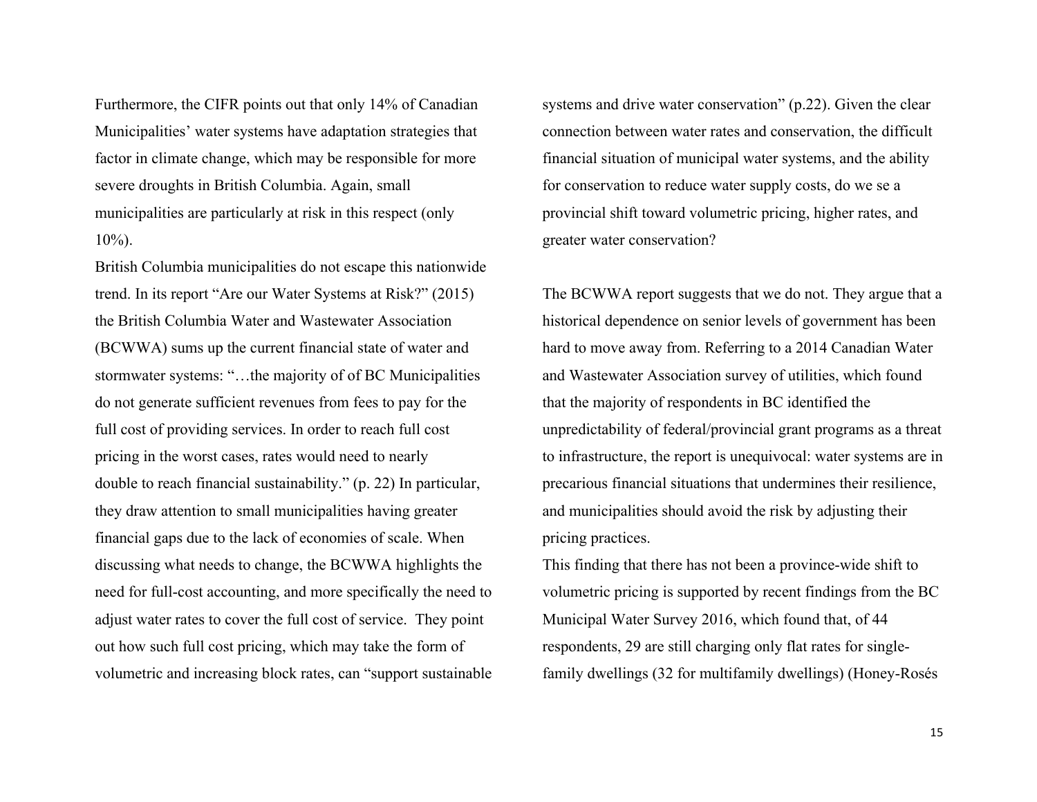Furthermore, the CIFR points out that only 14% of Canadian Municipalities' water systems have adaptation strategies that factor in climate change, which may be responsible for more severe droughts in British Columbia. Again, small municipalities are particularly at risk in this respect (only 10%).

British Columbia municipalities do not escape this nationwide trend. In its report "Are our Water Systems at Risk?" (2015) the British Columbia Water and Wastewater Association (BCWWA) sums up the current financial state of water and stormwater systems: "…the majority of of BC Municipalities do not generate sufficient revenues from fees to pay for the full cost of providing services. In order to reach full cost pricing in the worst cases, rates would need to nearly double to reach financial sustainability." (p. 22) In particular, they draw attention to small municipalities having greater financial gaps due to the lack of economies of scale. When discussing what needs to change, the BCWWA highlights the need for full-cost accounting, and more specifically the need to adjust water rates to cover the full cost of service. They point out how such full cost pricing, which may take the form of volumetric and increasing block rates, can "support sustainable systems and drive water conservation" (p.22). Given the clear connection between water rates and conservation, the difficult financial situation of municipal water systems, and the ability for conservation to reduce water supply costs, do we se a provincial shift toward volumetric pricing, higher rates, and greater water conservation?

The BCWWA report suggests that we do not. They argue that a historical dependence on senior levels of government has been hard to move away from. Referring to a 2014 Canadian Water and Wastewater Association survey of utilities, which found that the majority of respondents in BC identified the unpredictability of federal/provincial grant programs as a threat to infrastructure, the report is unequivocal: water systems are in precarious financial situations that undermines their resilience, and municipalities should avoid the risk by adjusting their pricing practices.

This finding that there has not been a province-wide shift to volumetric pricing is supported by recent findings from the BC Municipal Water Survey 2016, which found that, of 44 respondents, 29 are still charging only flat rates for single-family dwellings (32 for multifamily dwellings) (Honey-Rosés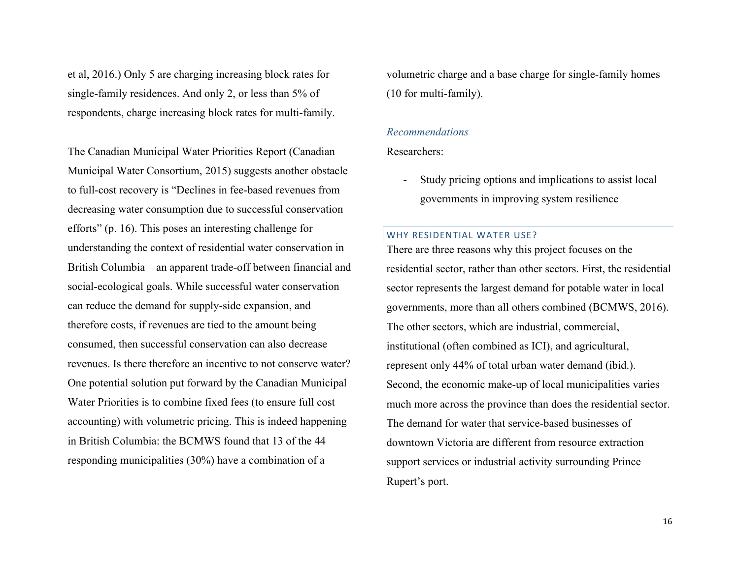et al, 2016.) Only 5 are charging increasing block rates for single-family residences. And only 2, or less than 5% of respondents, charge increasing block rates for multi-family.

The Canadian Municipal Water Priorities Report (Canadian Municipal Water Consortium, 2015) suggests another obstacle to full-cost recovery is "Declines in fee-based revenues from decreasing water consumption due to successful conservation efforts" (p. 16). This poses an interesting challenge for understanding the context of residential water conservation in British Columbia—an apparent trade-off between financial and social-ecological goals. While successful water conservation can reduce the demand for supply-side expansion, and therefore costs, if revenues are tied to the amount being consumed, then successful conservation can also decrease revenues. Is there therefore an incentive to not conserve water? One potential solution put forward by the Canadian Municipal Water Priorities is to combine fixed fees (to ensure full cost accounting) with volumetric pricing. This is indeed happening in British Columbia: the BCMWS found that 13 of the 44 responding municipalities (30%) have a combination of a volumetric charge and a base charge for single-family homes (10 for multi-family).

*Recommendations*

Researchers:

- Study pricing options and implications to assist local governments in improving system resilience

## WHY RESIDENTIAL WATER USE?

There are three reasons why this project focuses on the residential sector, rather than other sectors. First, the residential sector represents the largest demand for potable water in local governments, more than all others combined (BCMWS, 2016). The other sectors, which are industrial, commercial, institutional (often combined as ICI), and agricultural, represent only 44% of total urban water demand (ibid.). Second, the economic make-up of local municipalities varies much more across the province than does the residential sector. The demand for water that service-based businesses of downtown Victoria are different from resource extraction support services or industrial activity surrounding Prince Rupert's port.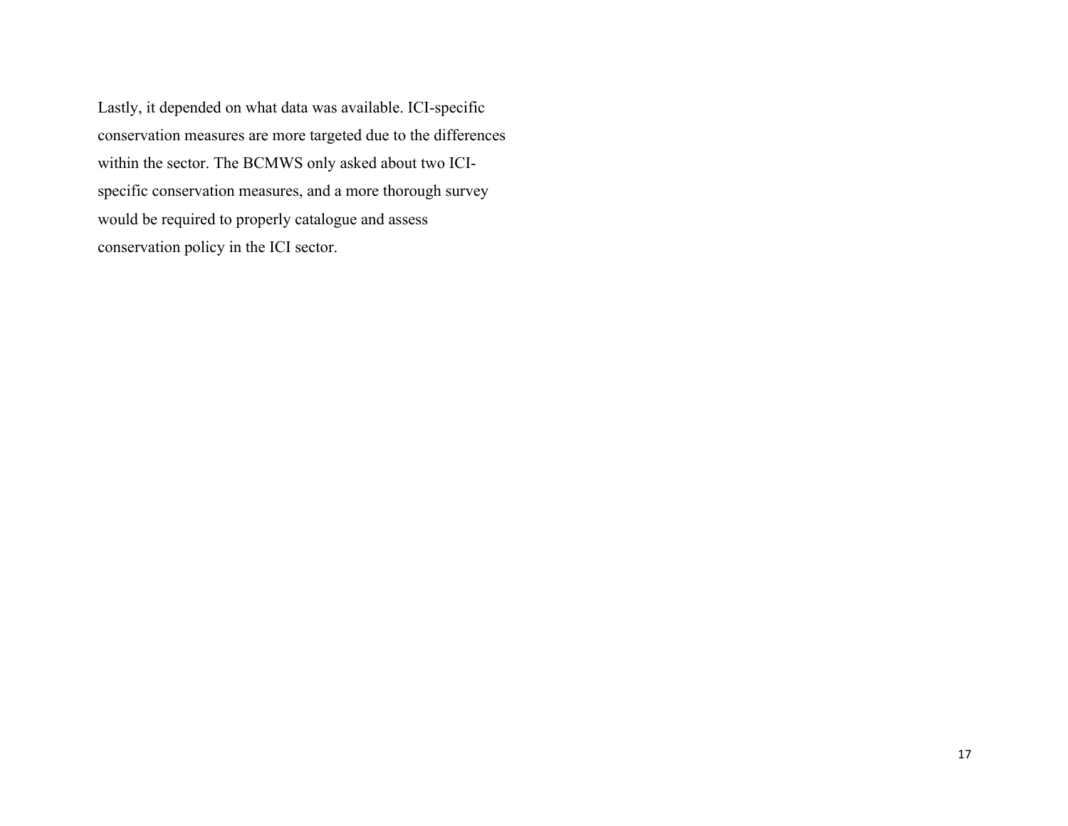Lastly, it depended on what data was available. ICI-specific conservation measures are more targeted due to the differences within the sector. The BCMWS only asked about two ICI-specific conservation measures, and a more thorough survey would be required to properly catalogue and assess conservation policy in the ICI sector.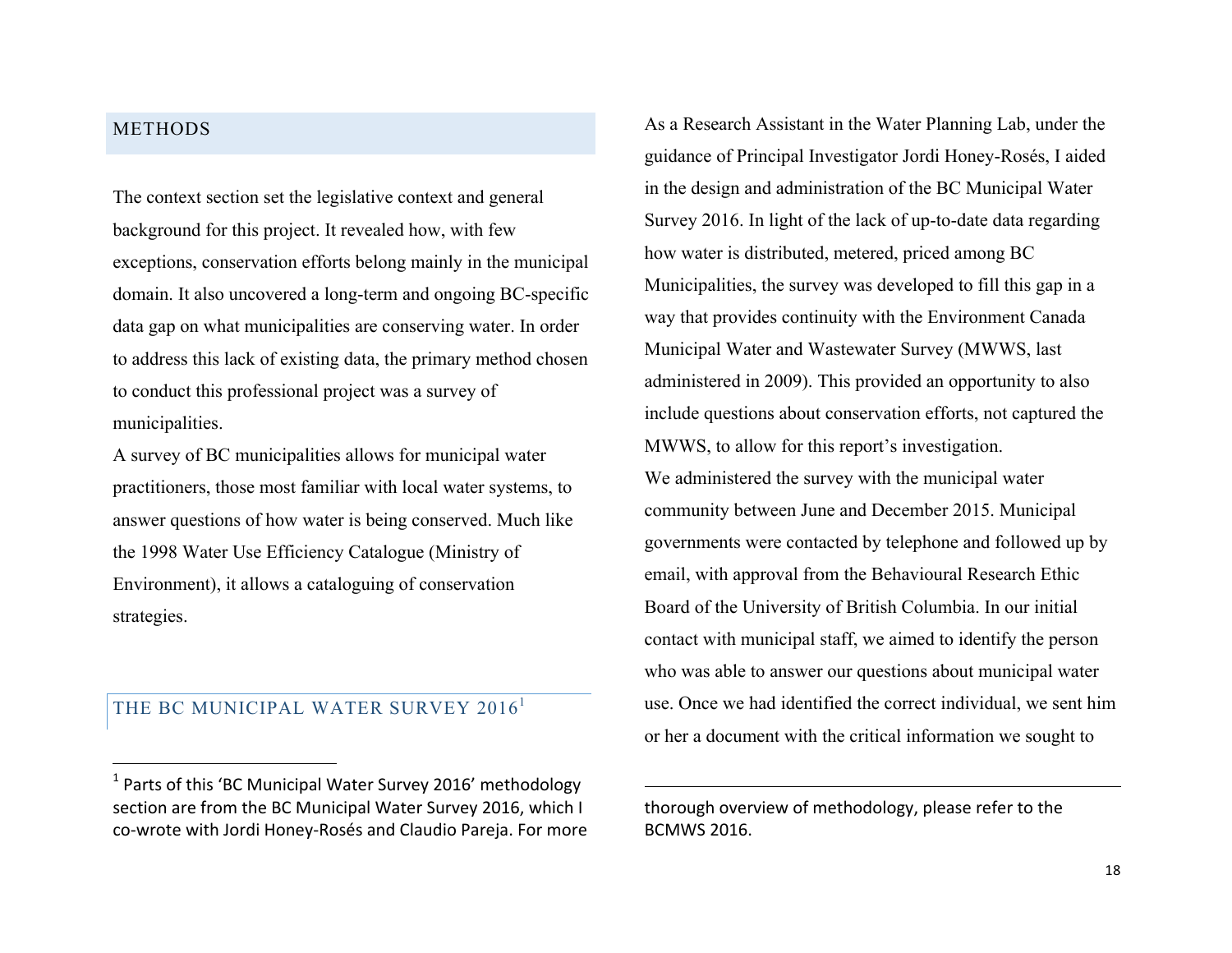## METHODS

The context section set the legislative context and general background for this project. It revealed how, with few exceptions, conservation efforts belong mainly in the municipal domain. It also uncovered a long-term and ongoing BC-specific data gap on what municipalities are conserving water. In order to address this lack of existing data, the primary method chosen to conduct this professional project was a survey of municipalities.

A survey of BC municipalities allows for municipal water practitioners, those most familiar with local water systems, to answer questions of how water is being conserved. Much like the 1998 Water Use Efficiency Catalogue (Ministry of Environment), it allows a cataloguing of conservation strategies.

### THE BC MUNICIPAL WATER SURVEY 2016[1]

As a Research Assistant in the Water Planning Lab, under the guidance of Principal Investigator Jordi Honey-Rosés, I aided in the design and administration of the BC Municipal Water Survey 2016. In light of the lack of up-to-date data regarding how water is distributed, metered, priced among BC Municipalities, the survey was developed to fill this gap in a way that provides continuity with the Environment Canada Municipal Water and Wastewater Survey (MWWS, last administered in 2009). This provided an opportunity to also include questions about conservation efforts, not captured the MWWS, to allow for this report's investigation.

We administered the survey with the municipal water community between June and December 2015. Municipal governments were contacted by telephone and followed up by email, with approval from the Behavioural Research Ethic Board of the University of British Columbia. In our initial contact with municipal staff, we aimed to identify the person who was able to answer our questions about municipal water use. Once we had identified the correct individual, we sent him or her a document with the critical information we sought to

---

[1] Parts of this 'BC Municipal Water Survey 2016' methodology section are from the BC Municipal Water Survey 2016, which I co-wrote with Jordi Honey-Rosés and Claudio Pareja. For more thorough overview of methodology, please refer to the BCMWS 2016.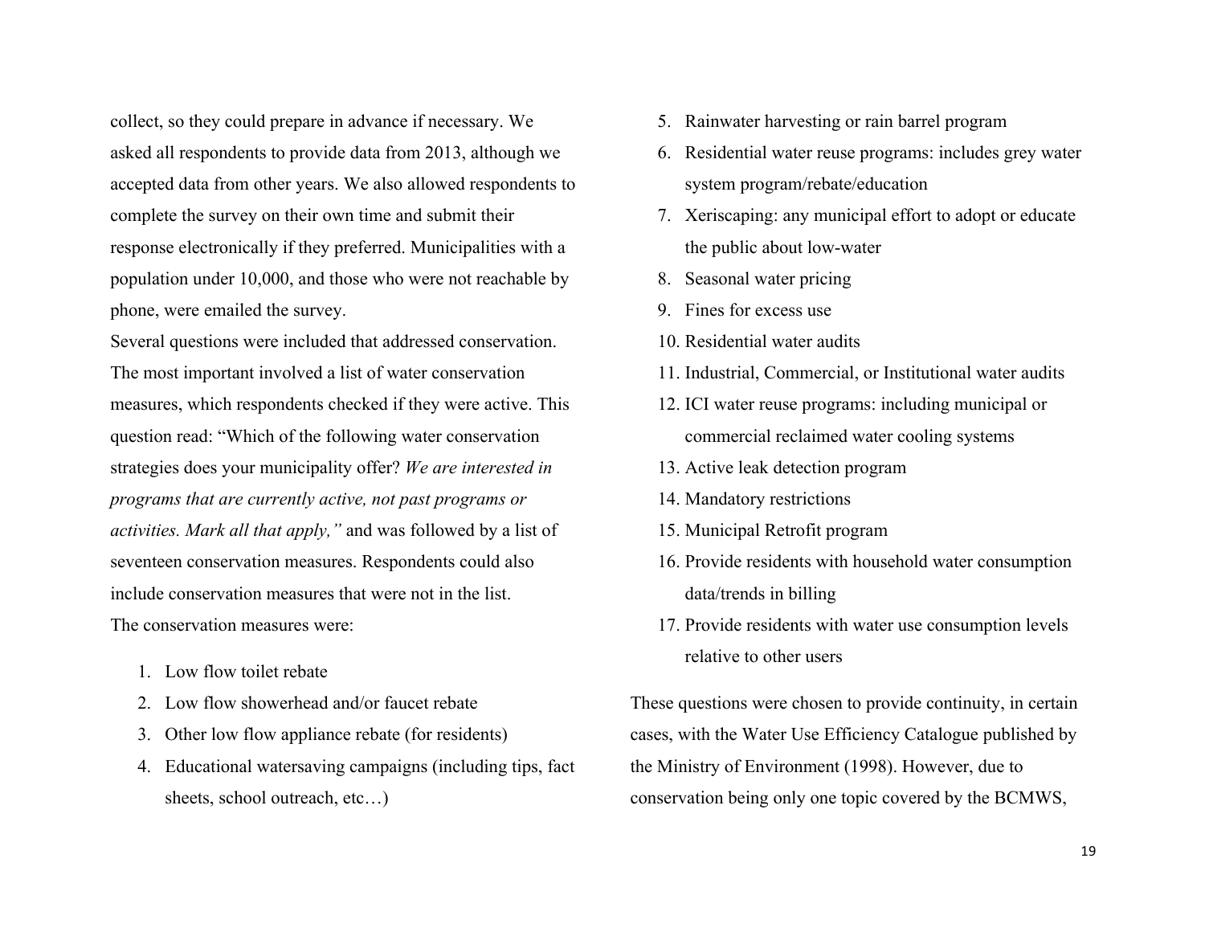collect, so they could prepare in advance if necessary. We asked all respondents to provide data from 2013, although we accepted data from other years. We also allowed respondents to complete the survey on their own time and submit their response electronically if they preferred. Municipalities with a population under 10,000, and those who were not reachable by phone, were emailed the survey.

Several questions were included that addressed conservation. The most important involved a list of water conservation measures, which respondents checked if they were active. This question read: "Which of the following water conservation strategies does your municipality offer? *We are interested in programs that are currently active, not past programs or activities. Mark all that apply,"* and was followed by a list of seventeen conservation measures. Respondents could also include conservation measures that were not in the list.

The conservation measures were:

1. Low flow toilet rebate
2. Low flow showerhead and/or faucet rebate
3. Other low flow appliance rebate (for residents)
4. Educational watersaving campaigns (including tips, fact sheets, school outreach, etc…)
5. Rainwater harvesting or rain barrel program
6. Residential water reuse programs: includes grey water system program/rebate/education
7. Xeriscaping: any municipal effort to adopt or educate the public about low-water
8. Seasonal water pricing
9. Fines for excess use
10. Residential water audits
11. Industrial, Commercial, or Institutional water audits
12. ICI water reuse programs: including municipal or commercial reclaimed water cooling systems
13. Active leak detection program
14. Mandatory restrictions
15. Municipal Retrofit program
16. Provide residents with household water consumption data/trends in billing
17. Provide residents with water use consumption levels relative to other users

These questions were chosen to provide continuity, in certain cases, with the Water Use Efficiency Catalogue published by the Ministry of Environment (1998). However, due to conservation being only one topic covered by the BCMWS,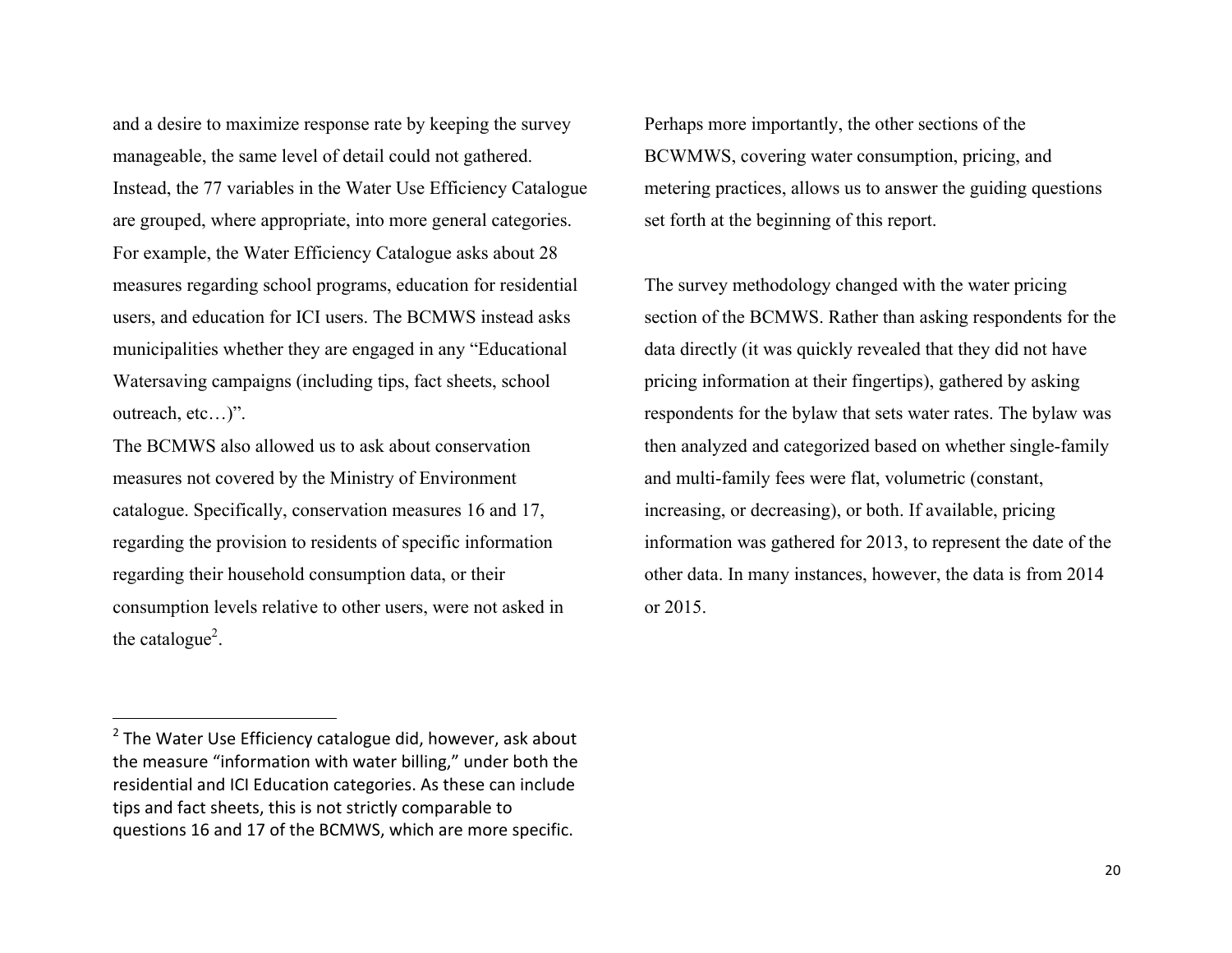and a desire to maximize response rate by keeping the survey manageable, the same level of detail could not gathered. Instead, the 77 variables in the Water Use Efficiency Catalogue are grouped, where appropriate, into more general categories. For example, the Water Efficiency Catalogue asks about 28 measures regarding school programs, education for residential users, and education for ICI users. The BCMWS instead asks municipalities whether they are engaged in any "Educational Watersaving campaigns (including tips, fact sheets, school outreach, etc…)".

The BCMWS also allowed us to ask about conservation measures not covered by the Ministry of Environment catalogue. Specifically, conservation measures 16 and 17, regarding the provision to residents of specific information regarding their household consumption data, or their consumption levels relative to other users, were not asked in the catalogue[2].

Perhaps more importantly, the other sections of the BCWMWS, covering water consumption, pricing, and metering practices, allows us to answer the guiding questions set forth at the beginning of this report.

The survey methodology changed with the water pricing section of the BCMWS. Rather than asking respondents for the data directly (it was quickly revealed that they did not have pricing information at their fingertips), gathered by asking respondents for the bylaw that sets water rates. The bylaw was then analyzed and categorized based on whether single-family and multi-family fees were flat, volumetric (constant, increasing, or decreasing), or both. If available, pricing information was gathered for 2013, to represent the date of the other data. In many instances, however, the data is from 2014 or 2015.

[2] The Water Use Efficiency catalogue did, however, ask about the measure "information with water billing," under both the residential and ICI Education categories. As these can include tips and fact sheets, this is not strictly comparable to questions 16 and 17 of the BCMWS, which are more specific.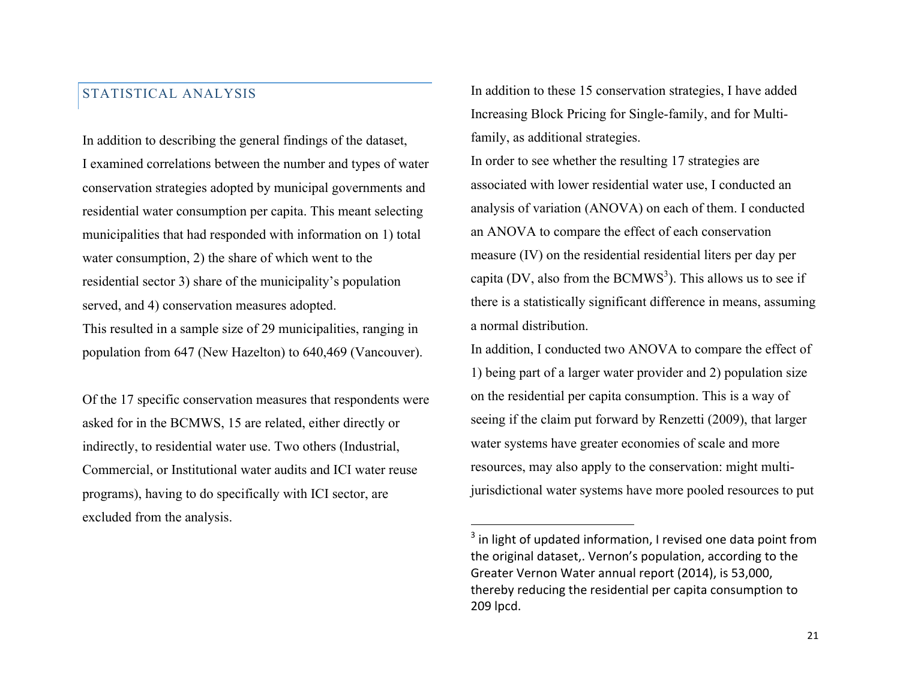## STATISTICAL ANALYSIS

In addition to describing the general findings of the dataset, I examined correlations between the number and types of water conservation strategies adopted by municipal governments and residential water consumption per capita. This meant selecting municipalities that had responded with information on 1) total water consumption, 2) the share of which went to the residential sector 3) share of the municipality's population served, and 4) conservation measures adopted.
This resulted in a sample size of 29 municipalities, ranging in population from 647 (New Hazelton) to 640,469 (Vancouver).

Of the 17 specific conservation measures that respondents were asked for in the BCMWS, 15 are related, either directly or indirectly, to residential water use. Two others (Industrial, Commercial, or Institutional water audits and ICI water reuse programs), having to do specifically with ICI sector, are excluded from the analysis.

In addition to these 15 conservation strategies, I have added Increasing Block Pricing for Single-family, and for Multi-family, as additional strategies.
In order to see whether the resulting 17 strategies are associated with lower residential water use, I conducted an analysis of variation (ANOVA) on each of them. I conducted an ANOVA to compare the effect of each conservation measure (IV) on the residential residential liters per day per capita (DV, also from the BCMWS[3]). This allows us to see if there is a statistically significant difference in means, assuming a normal distribution.
In addition, I conducted two ANOVA to compare the effect of 1) being part of a larger water provider and 2) population size on the residential per capita consumption. This is a way of seeing if the claim put forward by Renzetti (2009), that larger water systems have greater economies of scale and more resources, may also apply to the conservation: might multi-jurisdictional water systems have more pooled resources to put

[3] in light of updated information, I revised one data point from the original dataset,. Vernon's population, according to the Greater Vernon Water annual report (2014), is 53,000, thereby reducing the residential per capita consumption to 209 lpcd.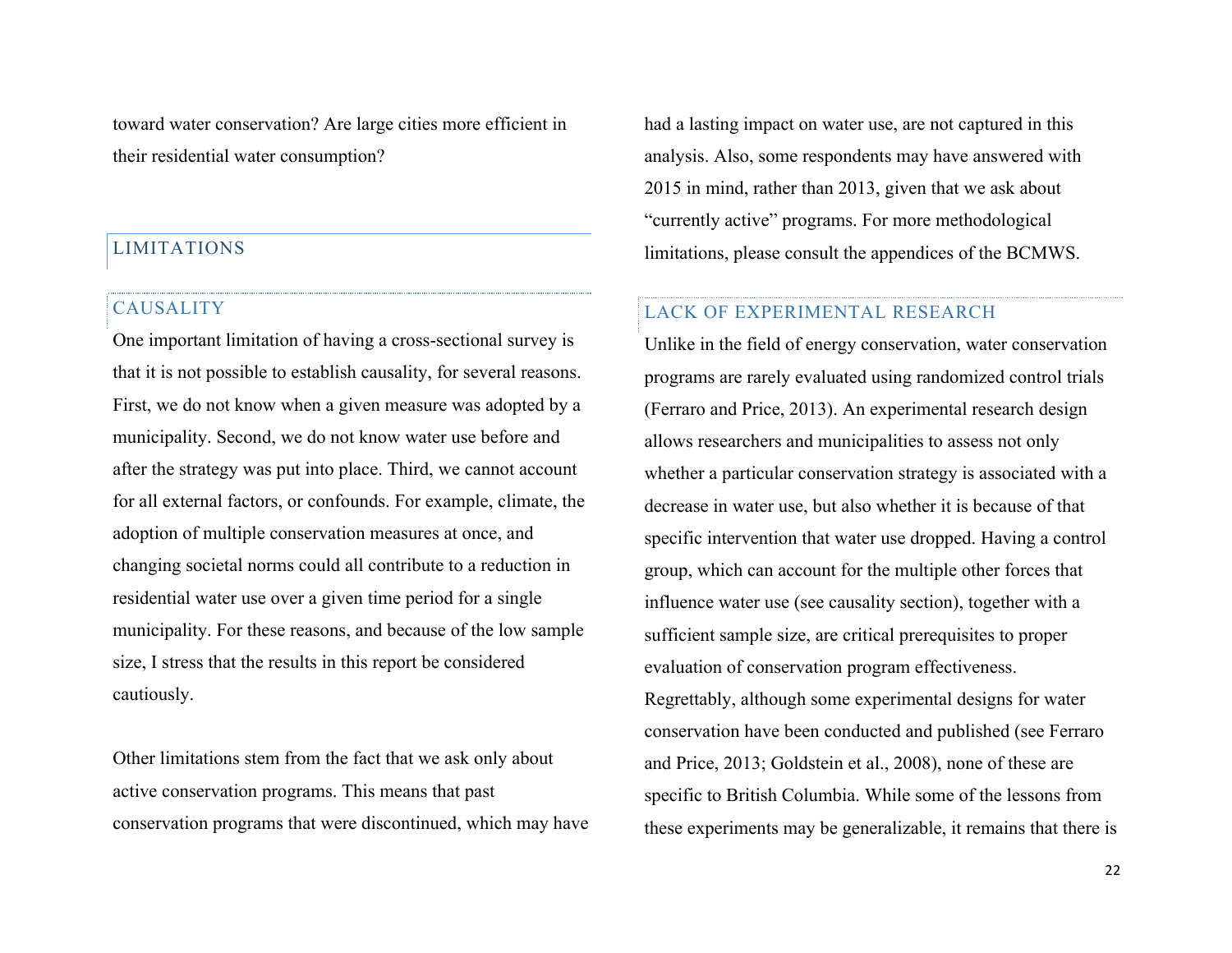toward water conservation? Are large cities more efficient in their residential water consumption?

## LIMITATIONS

### CAUSALITY

One important limitation of having a cross-sectional survey is that it is not possible to establish causality, for several reasons. First, we do not know when a given measure was adopted by a municipality. Second, we do not know water use before and after the strategy was put into place. Third, we cannot account for all external factors, or confounds. For example, climate, the adoption of multiple conservation measures at once, and changing societal norms could all contribute to a reduction in residential water use over a given time period for a single municipality. For these reasons, and because of the low sample size, I stress that the results in this report be considered cautiously.

Other limitations stem from the fact that we ask only about active conservation programs. This means that past conservation programs that were discontinued, which may have had a lasting impact on water use, are not captured in this analysis. Also, some respondents may have answered with 2015 in mind, rather than 2013, given that we ask about "currently active" programs. For more methodological limitations, please consult the appendices of the BCMWS.

### LACK OF EXPERIMENTAL RESEARCH

Unlike in the field of energy conservation, water conservation programs are rarely evaluated using randomized control trials (Ferraro and Price, 2013). An experimental research design allows researchers and municipalities to assess not only whether a particular conservation strategy is associated with a decrease in water use, but also whether it is because of that specific intervention that water use dropped. Having a control group, which can account for the multiple other forces that influence water use (see causality section), together with a sufficient sample size, are critical prerequisites to proper evaluation of conservation program effectiveness. Regrettably, although some experimental designs for water conservation have been conducted and published (see Ferraro and Price, 2013; Goldstein et al., 2008), none of these are specific to British Columbia. While some of the lessons from these experiments may be generalizable, it remains that there is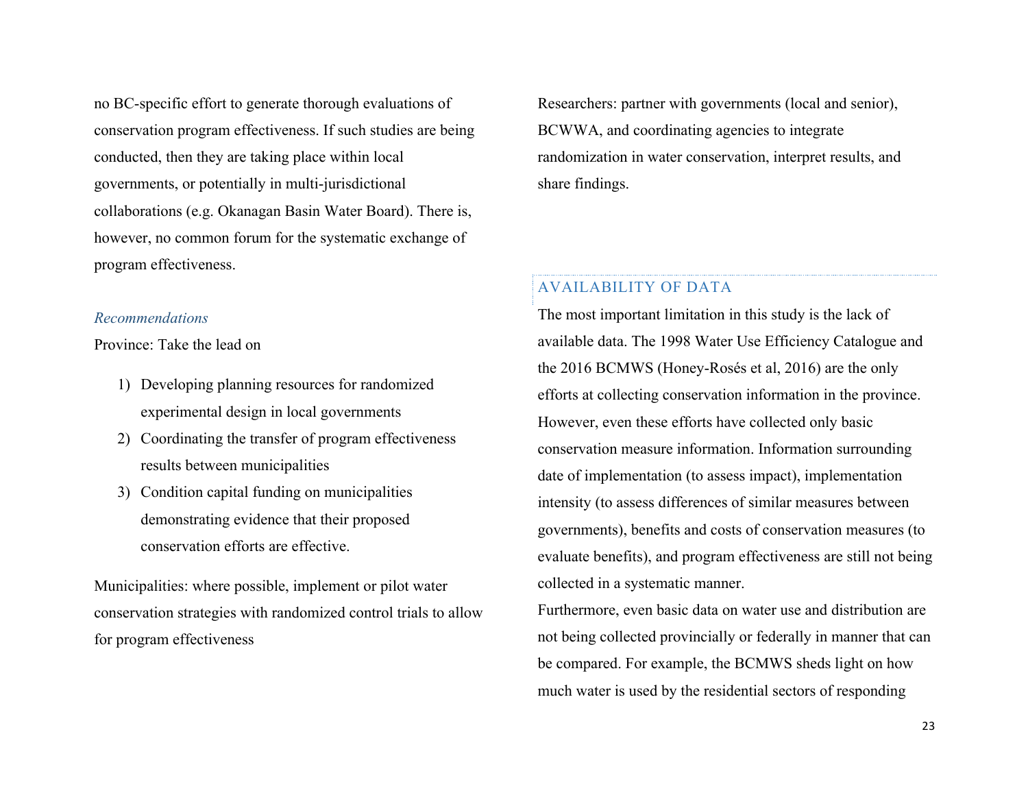no BC-specific effort to generate thorough evaluations of conservation program effectiveness. If such studies are being conducted, then they are taking place within local governments, or potentially in multi-jurisdictional collaborations (e.g. Okanagan Basin Water Board). There is, however, no common forum for the systematic exchange of program effectiveness.

### *Recommendations*

Province: Take the lead on

1) Developing planning resources for randomized experimental design in local governments
2) Coordinating the transfer of program effectiveness results between municipalities
3) Condition capital funding on municipalities demonstrating evidence that their proposed conservation efforts are effective.

Municipalities: where possible, implement or pilot water conservation strategies with randomized control trials to allow for program effectiveness

Researchers: partner with governments (local and senior), BCWWA, and coordinating agencies to integrate randomization in water conservation, interpret results, and share findings.

## AVAILABILITY OF DATA

The most important limitation in this study is the lack of available data. The 1998 Water Use Efficiency Catalogue and the 2016 BCMWS (Honey-Rosés et al, 2016) are the only efforts at collecting conservation information in the province. However, even these efforts have collected only basic conservation measure information. Information surrounding date of implementation (to assess impact), implementation intensity (to assess differences of similar measures between governments), benefits and costs of conservation measures (to evaluate benefits), and program effectiveness are still not being collected in a systematic manner.

Furthermore, even basic data on water use and distribution are not being collected provincially or federally in manner that can be compared. For example, the BCMWS sheds light on how much water is used by the residential sectors of responding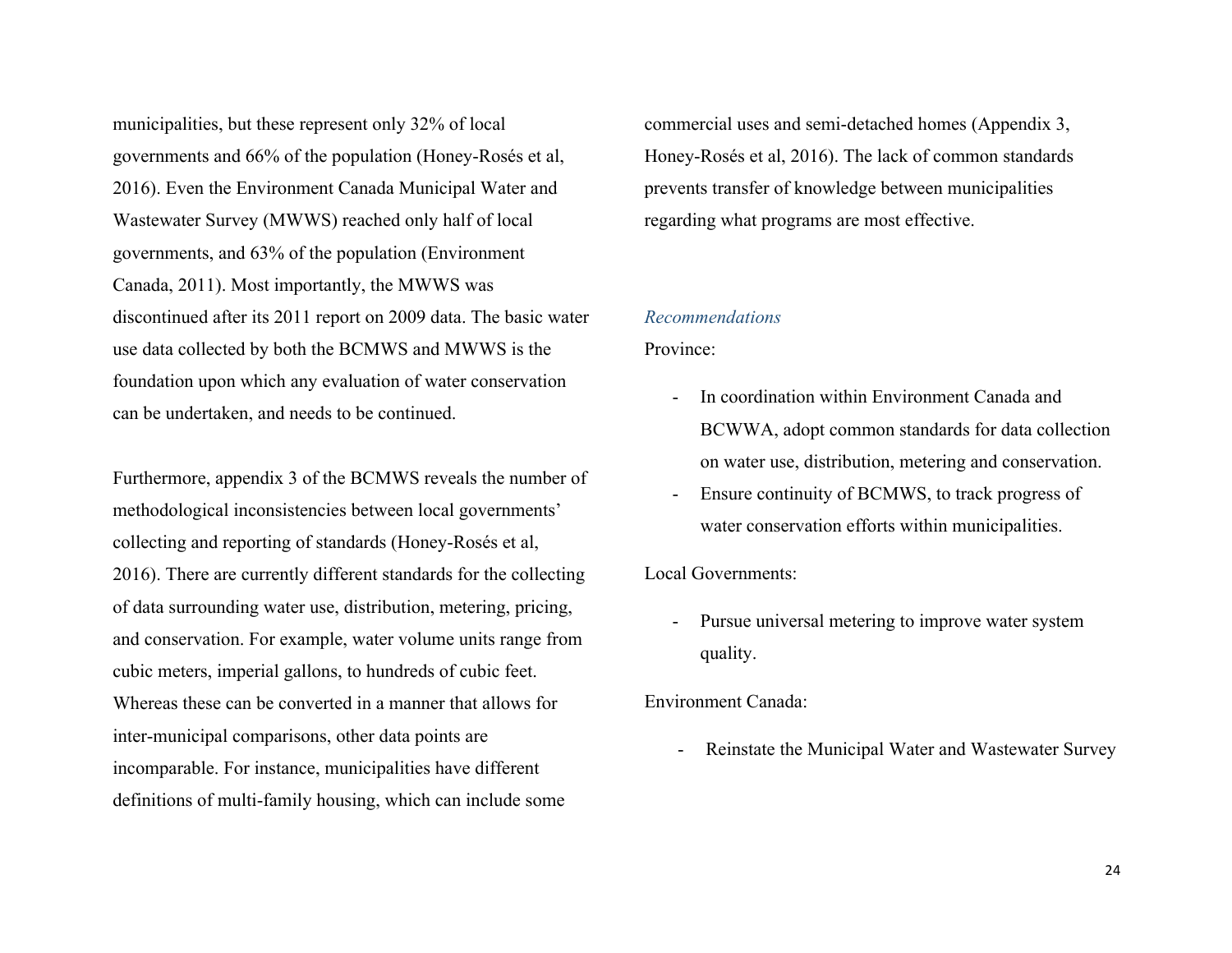municipalities, but these represent only 32% of local governments and 66% of the population (Honey-Rosés et al, 2016). Even the Environment Canada Municipal Water and Wastewater Survey (MWWS) reached only half of local governments, and 63% of the population (Environment Canada, 2011). Most importantly, the MWWS was discontinued after its 2011 report on 2009 data. The basic water use data collected by both the BCMWS and MWWS is the foundation upon which any evaluation of water conservation can be undertaken, and needs to be continued.

Furthermore, appendix 3 of the BCMWS reveals the number of methodological inconsistencies between local governments' collecting and reporting of standards (Honey-Rosés et al, 2016). There are currently different standards for the collecting of data surrounding water use, distribution, metering, pricing, and conservation. For example, water volume units range from cubic meters, imperial gallons, to hundreds of cubic feet. Whereas these can be converted in a manner that allows for inter-municipal comparisons, other data points are incomparable. For instance, municipalities have different definitions of multi-family housing, which can include some commercial uses and semi-detached homes (Appendix 3, Honey-Rosés et al, 2016). The lack of common standards prevents transfer of knowledge between municipalities regarding what programs are most effective.

### *Recommendations*

Province:

- In coordination within Environment Canada and BCWWA, adopt common standards for data collection on water use, distribution, metering and conservation.
- Ensure continuity of BCMWS, to track progress of water conservation efforts within municipalities.

Local Governments:

- Pursue universal metering to improve water system quality.

Environment Canada:

- Reinstate the Municipal Water and Wastewater Survey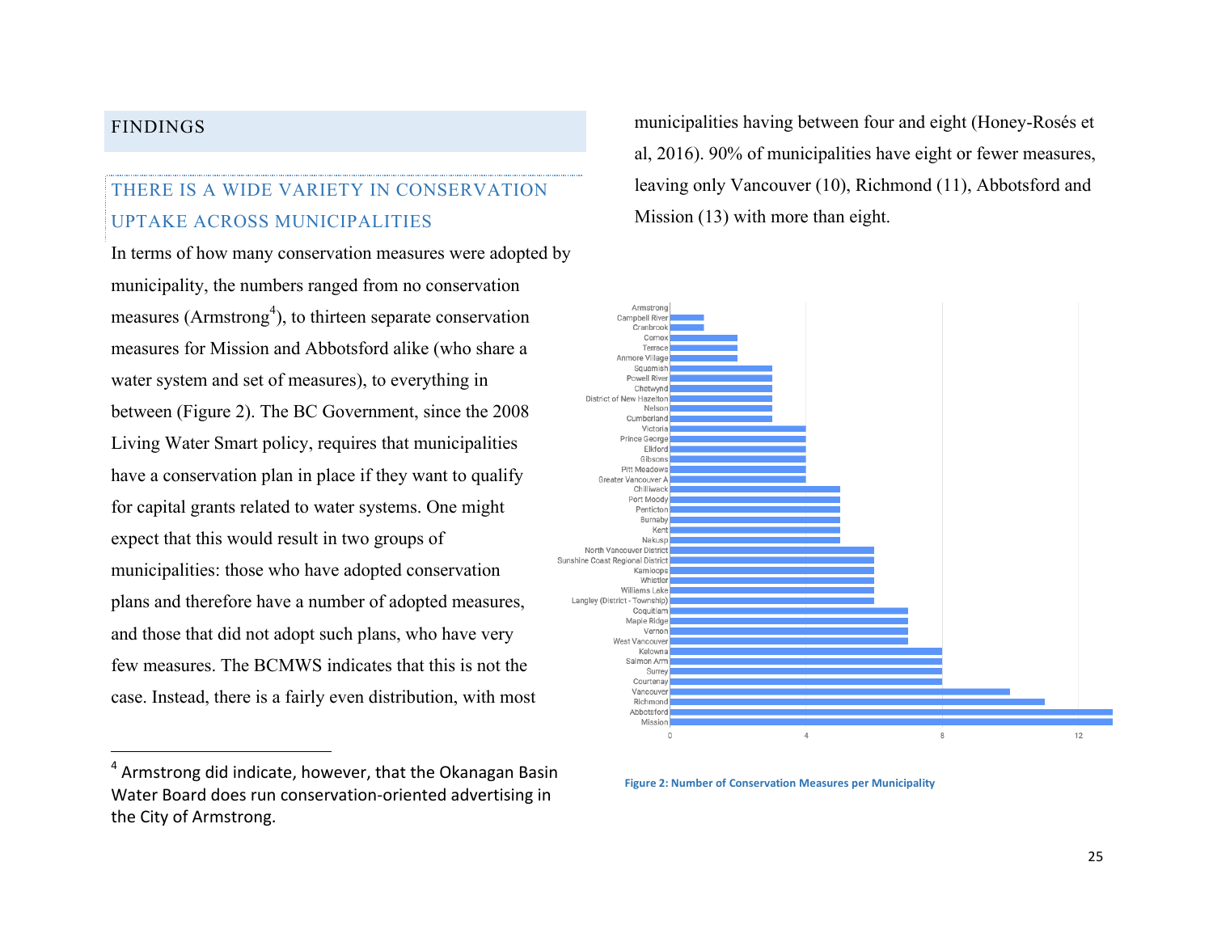## FINDINGS

### THERE IS A WIDE VARIETY IN CONSERVATION UPTAKE ACROSS MUNICIPALITIES

In terms of how many conservation measures were adopted by municipality, the numbers ranged from no conservation measures (Armstrong[4]), to thirteen separate conservation measures for Mission and Abbotsford alike (who share a water system and set of measures), to everything in between (Figure 2). The BC Government, since the 2008 Living Water Smart policy, requires that municipalities have a conservation plan in place if they want to qualify for capital grants related to water systems. One might expect that this would result in two groups of municipalities: those who have adopted conservation plans and therefore have a number of adopted measures, and those that did not adopt such plans, who have very few measures. The BCMWS indicates that this is not the case. Instead, there is a fairly even distribution, with most municipalities having between four and eight (Honey-Rosés et al, 2016). 90% of municipalities have eight or fewer measures, leaving only Vancouver (10), Richmond (11), Abbotsford and Mission (13) with more than eight.

| Municipality | Number of Conservation Measures |
|---|---|
| Armstrong | 0 |
| Campbell River | 1 |
| Cranbrook | 1 |
| Comox | 2 |
| Terrace | 2 |
| Anmore Village | 2 |
| Squamish | 3 |
| Powell River | 3 |
| Chetwynd | 3 |
| District of New Hazelton | 3 |
| Nelson | 3 |
| Cumberland | 3 |
| Victoria | 4 |
| Prince George | 4 |
| Elkford | 4 |
| Gibsons | 4 |
| Pitt Meadows | 4 |
| Greater Vancouver A | 4 |
| Chilliwack | 5 |
| Port Moody | 5 |
| Penticton | 5 |
| Burnaby | 5 |
| Kent | 5 |
| Nakusp | 5 |
| North Vancouver District | 6 |
| Sunshine Coast Regional District | 6 |
| Kamloops | 6 |
| Whistler | 6 |
| Williams Lake | 6 |
| Langley (District - Township) | 6 |
| Coquitlam | 7 |
| Maple Ridge | 7 |
| Vernon | 7 |
| West Vancouver | 7 |
| Kelowna | 8 |
| Salmon Arm | 8 |
| Surrey | 8 |
| Courtenay | 8 |
| Vancouver | 10 |
| Richmond | 11 |
| Abbotsford | 13 |
| Mission | 13 |

**Figure 2: Number of Conservation Measures per Municipality**

---

[4] Armstrong did indicate, however, that the Okanagan Basin Water Board does run conservation-oriented advertising in the City of Armstrong.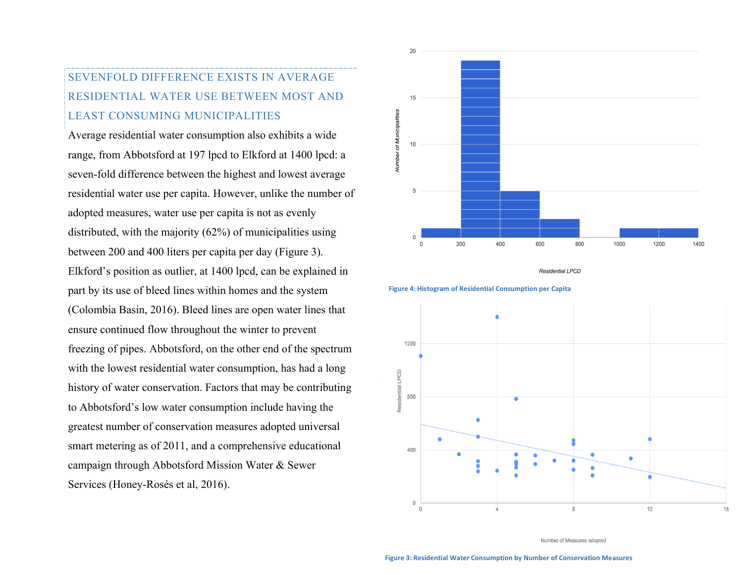## SEVENFOLD DIFFERENCE EXISTS IN AVERAGE RESIDENTIAL WATER USE BETWEEN MOST AND LEAST CONSUMING MUNICIPALITIES

Average residential water consumption also exhibits a wide range, from Abbotsford at 197 lpcd to Elkford at 1400 lpcd: a seven-fold difference between the highest and lowest average residential water use per capita. However, unlike the number of adopted measures, water use per capita is not as evenly distributed, with the majority (62%) of municipalities using between 200 and 400 liters per capita per day (Figure 3). Elkford's position as outlier, at 1400 lpcd, can be explained in part by its use of bleed lines within homes and the system (Colombia Basin, 2016). Bleed lines are open water lines that ensure continued flow throughout the winter to prevent freezing of pipes. Abbotsford, on the other end of the spectrum with the lowest residential water consumption, has had a long history of water conservation. Factors that may be contributing to Abbotsford's low water consumption include having the greatest number of conservation measures adopted universal smart metering as of 2011, and a comprehensive educational campaign through Abbotsford Mission Water & Sewer Services (Honey-Rosés et al, 2016).

**Figure 4: Histogram of Residential Consumption per Capita**

**Figure 3: Residential Water Consumption by Number of Conservation Measures**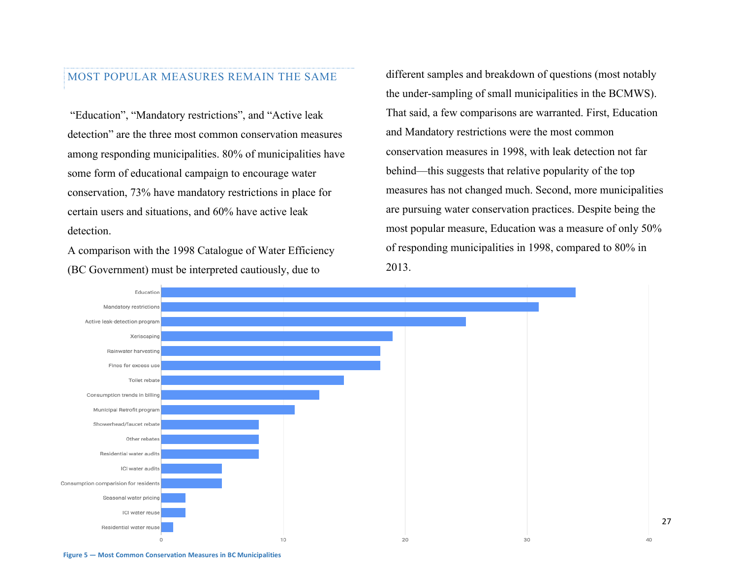## MOST POPULAR MEASURES REMAIN THE SAME

"Education", "Mandatory restrictions", and "Active leak detection" are the three most common conservation measures among responding municipalities. 80% of municipalities have some form of educational campaign to encourage water conservation, 73% have mandatory restrictions in place for certain users and situations, and 60% have active leak detection.

A comparison with the 1998 Catalogue of Water Efficiency (BC Government) must be interpreted cautiously, due to different samples and breakdown of questions (most notably the under-sampling of small municipalities in the BCMWS). That said, a few comparisons are warranted. First, Education and Mandatory restrictions were the most common conservation measures in 1998, with leak detection not far behind—this suggests that relative popularity of the top measures has not changed much. Second, more municipalities are pursuing water conservation practices. Despite being the most popular measure, Education was a measure of only 50% of responding municipalities in 1998, compared to 80% in 2013.

| Measure | Number of municipalities |
|---|---|
| Education | 34 |
| Mandatory restrictions | 31 |
| Active leak-detection program | 25 |
| Xeriscaping | 19 |
| Rainwater harvesting | 18 |
| Fines for excess use | 18 |
| Toilet rebate | 15 |
| Consumption trends in billing | 13 |
| Municipal Retrofit program | 11 |
| Showerhead/faucet rebate | 8 |
| Other rebates | 8 |
| Residential water audits | 8 |
| ICI water audits | 5 |
| Consumption comparision for residents | 5 |
| Seasonal water pricing | 2 |
| ICI water reuse | 2 |
| Residential water reuse | 1 |

**Figure 5 — Most Common Conservation Measures in BC Municipalities**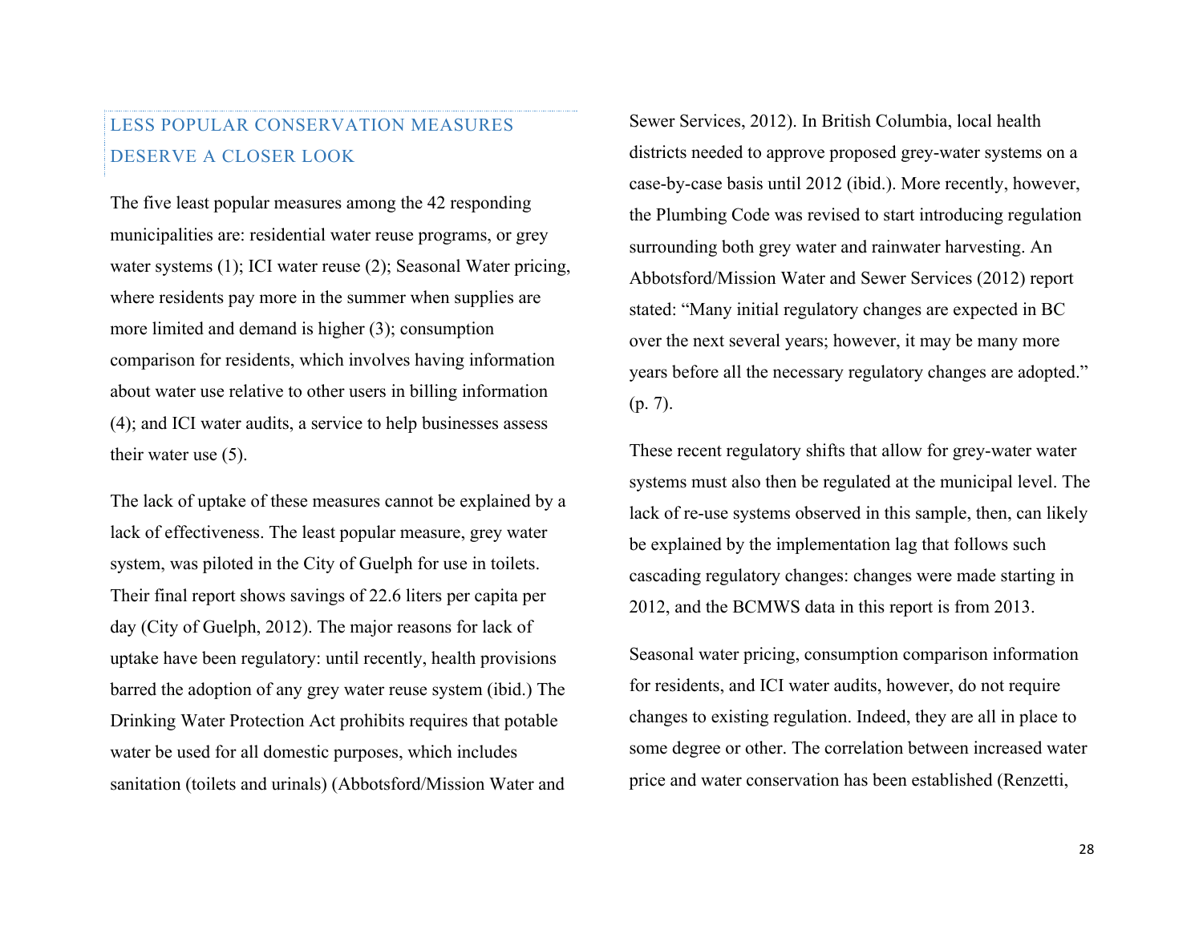## LESS POPULAR CONSERVATION MEASURES DESERVE A CLOSER LOOK

The five least popular measures among the 42 responding municipalities are: residential water reuse programs, or grey water systems (1); ICI water reuse (2); Seasonal Water pricing, where residents pay more in the summer when supplies are more limited and demand is higher (3); consumption comparison for residents, which involves having information about water use relative to other users in billing information (4); and ICI water audits, a service to help businesses assess their water use (5).

The lack of uptake of these measures cannot be explained by a lack of effectiveness. The least popular measure, grey water system, was piloted in the City of Guelph for use in toilets. Their final report shows savings of 22.6 liters per capita per day (City of Guelph, 2012). The major reasons for lack of uptake have been regulatory: until recently, health provisions barred the adoption of any grey water reuse system (ibid.) The Drinking Water Protection Act prohibits requires that potable water be used for all domestic purposes, which includes sanitation (toilets and urinals) (Abbotsford/Mission Water and Sewer Services, 2012). In British Columbia, local health districts needed to approve proposed grey-water systems on a case-by-case basis until 2012 (ibid.). More recently, however, the Plumbing Code was revised to start introducing regulation surrounding both grey water and rainwater harvesting. An Abbotsford/Mission Water and Sewer Services (2012) report stated: "Many initial regulatory changes are expected in BC over the next several years; however, it may be many more years before all the necessary regulatory changes are adopted." (p. 7).

These recent regulatory shifts that allow for grey-water water systems must also then be regulated at the municipal level. The lack of re-use systems observed in this sample, then, can likely be explained by the implementation lag that follows such cascading regulatory changes: changes were made starting in 2012, and the BCMWS data in this report is from 2013.

Seasonal water pricing, consumption comparison information for residents, and ICI water audits, however, do not require changes to existing regulation. Indeed, they are all in place to some degree or other. The correlation between increased water price and water conservation has been established (Renzetti,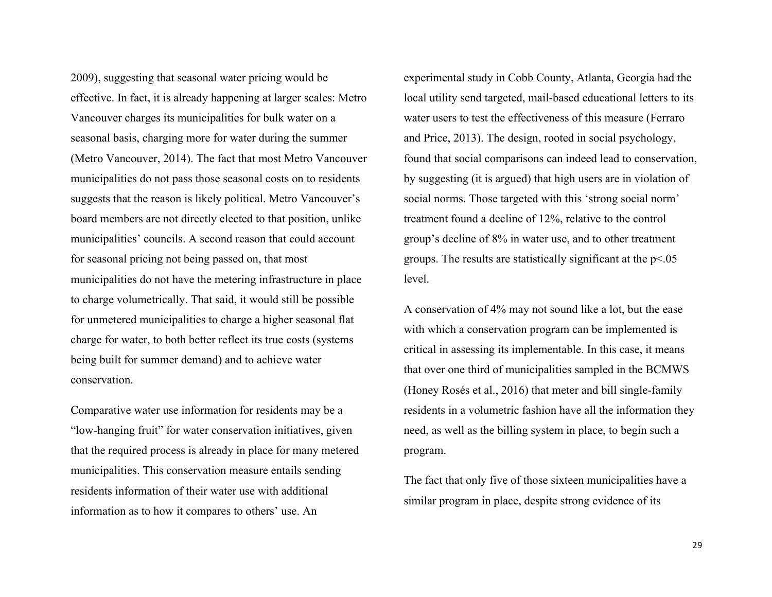2009), suggesting that seasonal water pricing would be effective. In fact, it is already happening at larger scales: Metro Vancouver charges its municipalities for bulk water on a seasonal basis, charging more for water during the summer (Metro Vancouver, 2014). The fact that most Metro Vancouver municipalities do not pass those seasonal costs on to residents suggests that the reason is likely political. Metro Vancouver's board members are not directly elected to that position, unlike municipalities' councils. A second reason that could account for seasonal pricing not being passed on, that most municipalities do not have the metering infrastructure in place to charge volumetrically. That said, it would still be possible for unmetered municipalities to charge a higher seasonal flat charge for water, to both better reflect its true costs (systems being built for summer demand) and to achieve water conservation.

Comparative water use information for residents may be a "low-hanging fruit" for water conservation initiatives, given that the required process is already in place for many metered municipalities. This conservation measure entails sending residents information of their water use with additional information as to how it compares to others' use. An experimental study in Cobb County, Atlanta, Georgia had the local utility send targeted, mail-based educational letters to its water users to test the effectiveness of this measure (Ferraro and Price, 2013). The design, rooted in social psychology, found that social comparisons can indeed lead to conservation, by suggesting (it is argued) that high users are in violation of social norms. Those targeted with this 'strong social norm' treatment found a decline of 12%, relative to the control group's decline of 8% in water use, and to other treatment groups. The results are statistically significant at the $p<.05$ level.

A conservation of 4% may not sound like a lot, but the ease with which a conservation program can be implemented is critical in assessing its implementable. In this case, it means that over one third of municipalities sampled in the BCMWS (Honey Rosés et al., 2016) that meter and bill single-family residents in a volumetric fashion have all the information they need, as well as the billing system in place, to begin such a program.

The fact that only five of those sixteen municipalities have a similar program in place, despite strong evidence of its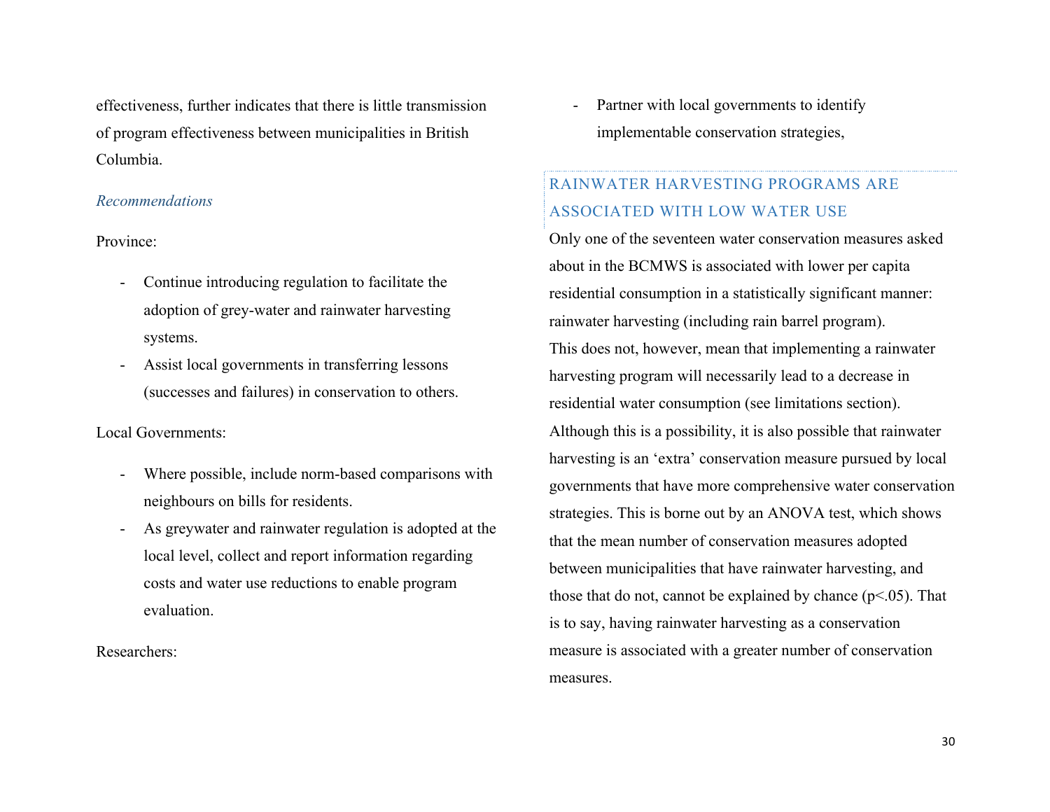effectiveness, further indicates that there is little transmission of program effectiveness between municipalities in British Columbia.

### *Recommendations*

Province:

- Continue introducing regulation to facilitate the adoption of grey-water and rainwater harvesting systems.
- Assist local governments in transferring lessons (successes and failures) in conservation to others.

Local Governments:

- Where possible, include norm-based comparisons with neighbours on bills for residents.
- As greywater and rainwater regulation is adopted at the local level, collect and report information regarding costs and water use reductions to enable program evaluation.

Researchers:

- Partner with local governments to identify implementable conservation strategies,

## RAINWATER HARVESTING PROGRAMS ARE ASSOCIATED WITH LOW WATER USE

Only one of the seventeen water conservation measures asked about in the BCMWS is associated with lower per capita residential consumption in a statistically significant manner: rainwater harvesting (including rain barrel program). This does not, however, mean that implementing a rainwater harvesting program will necessarily lead to a decrease in residential water consumption (see limitations section). Although this is a possibility, it is also possible that rainwater harvesting is an 'extra' conservation measure pursued by local governments that have more comprehensive water conservation strategies. This is borne out by an ANOVA test, which shows that the mean number of conservation measures adopted between municipalities that have rainwater harvesting, and those that do not, cannot be explained by chance ($p<.05$). That is to say, having rainwater harvesting as a conservation measure is associated with a greater number of conservation measures.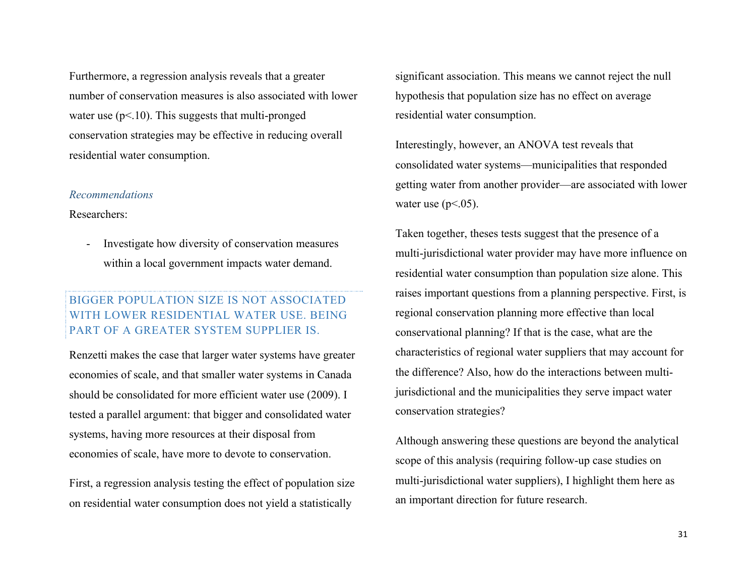Furthermore, a regression analysis reveals that a greater number of conservation measures is also associated with lower water use ($p<.10$). This suggests that multi-pronged conservation strategies may be effective in reducing overall residential water consumption.

*Recommendations*

Researchers:

- Investigate how diversity of conservation measures within a local government impacts water demand.

### BIGGER POPULATION SIZE IS NOT ASSOCIATED WITH LOWER RESIDENTIAL WATER USE. BEING PART OF A GREATER SYSTEM SUPPLIER IS.

Renzetti makes the case that larger water systems have greater economies of scale, and that smaller water systems in Canada should be consolidated for more efficient water use (2009). I tested a parallel argument: that bigger and consolidated water systems, having more resources at their disposal from economies of scale, have more to devote to conservation.

First, a regression analysis testing the effect of population size on residential water consumption does not yield a statistically significant association. This means we cannot reject the null hypothesis that population size has no effect on average residential water consumption.

Interestingly, however, an ANOVA test reveals that consolidated water systems—municipalities that responded getting water from another provider—are associated with lower water use ($p<.05$).

Taken together, theses tests suggest that the presence of a multi-jurisdictional water provider may have more influence on residential water consumption than population size alone. This raises important questions from a planning perspective. First, is regional conservation planning more effective than local conservational planning? If that is the case, what are the characteristics of regional water suppliers that may account for the difference? Also, how do the interactions between multi-jurisdictional and the municipalities they serve impact water conservation strategies?

Although answering these questions are beyond the analytical scope of this analysis (requiring follow-up case studies on multi-jurisdictional water suppliers), I highlight them here as an important direction for future research.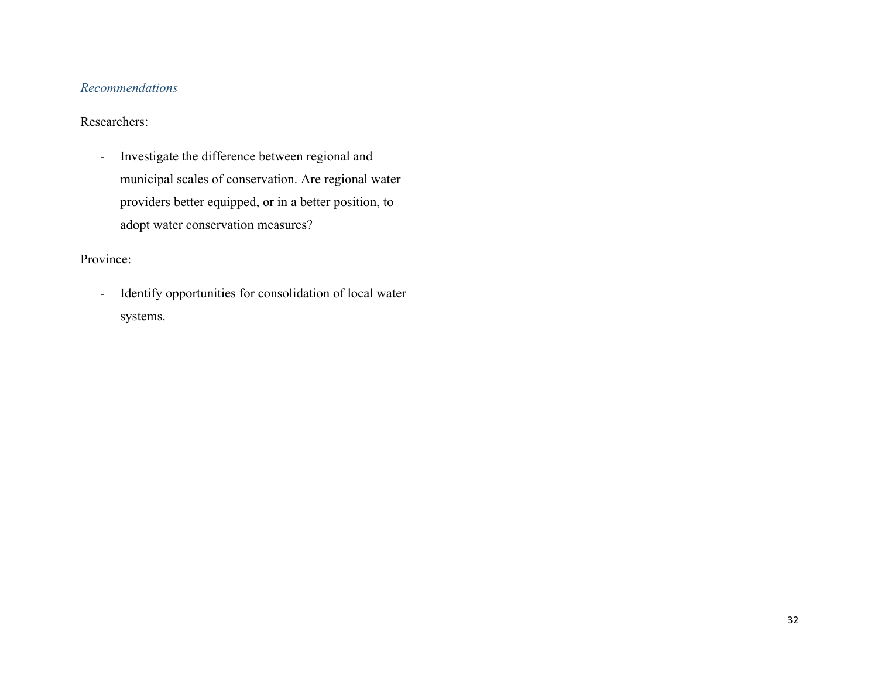### *Recommendations*

Researchers:

- Investigate the difference between regional and municipal scales of conservation. Are regional water providers better equipped, or in a better position, to adopt water conservation measures?

Province:

- Identify opportunities for consolidation of local water systems.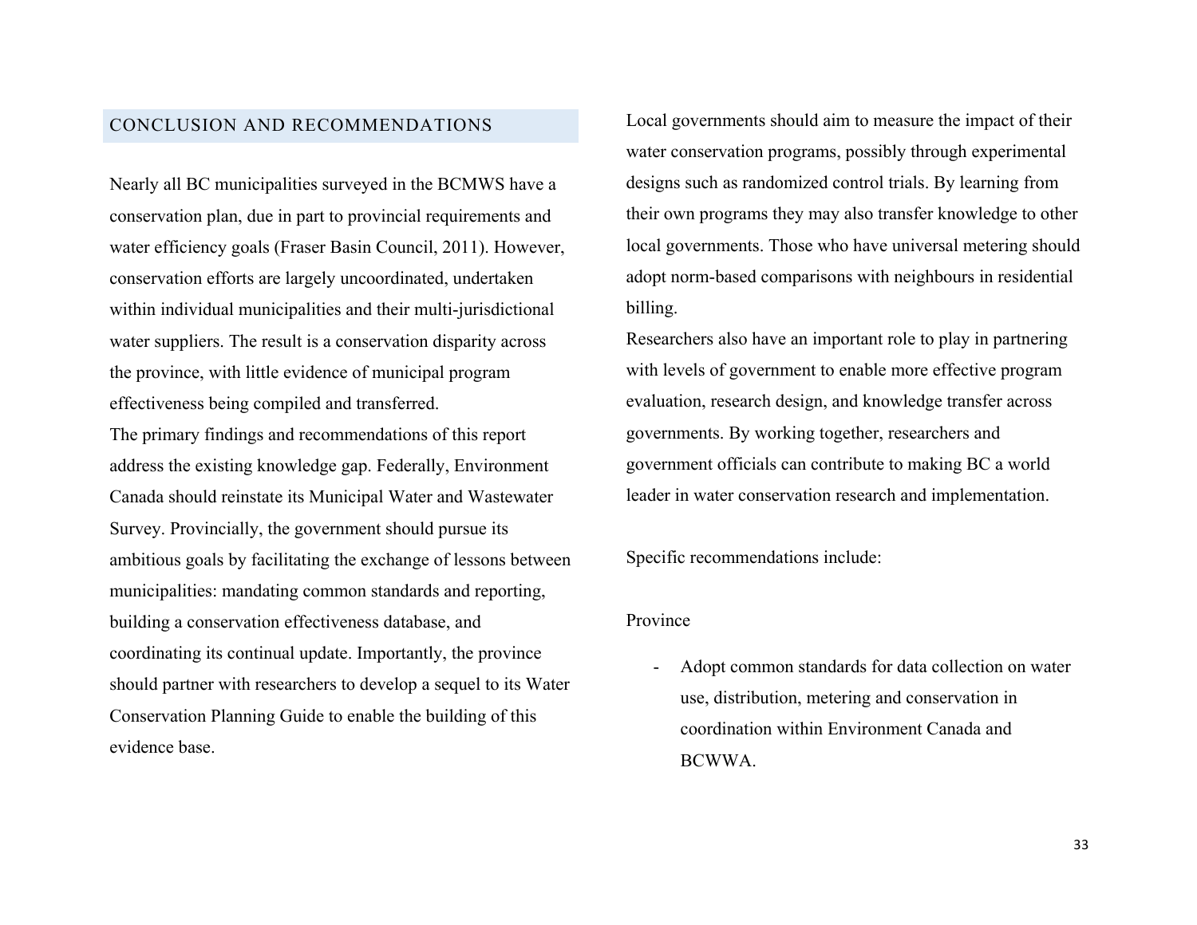## CONCLUSION AND RECOMMENDATIONS

Nearly all BC municipalities surveyed in the BCMWS have a conservation plan, due in part to provincial requirements and water efficiency goals (Fraser Basin Council, 2011). However, conservation efforts are largely uncoordinated, undertaken within individual municipalities and their multi-jurisdictional water suppliers. The result is a conservation disparity across the province, with little evidence of municipal program effectiveness being compiled and transferred.

The primary findings and recommendations of this report address the existing knowledge gap. Federally, Environment Canada should reinstate its Municipal Water and Wastewater Survey. Provincially, the government should pursue its ambitious goals by facilitating the exchange of lessons between municipalities: mandating common standards and reporting, building a conservation effectiveness database, and coordinating its continual update. Importantly, the province should partner with researchers to develop a sequel to its Water Conservation Planning Guide to enable the building of this evidence base.

Local governments should aim to measure the impact of their water conservation programs, possibly through experimental designs such as randomized control trials. By learning from their own programs they may also transfer knowledge to other local governments. Those who have universal metering should adopt norm-based comparisons with neighbours in residential billing.

Researchers also have an important role to play in partnering with levels of government to enable more effective program evaluation, research design, and knowledge transfer across governments. By working together, researchers and government officials can contribute to making BC a world leader in water conservation research and implementation.

Specific recommendations include:

Province

- Adopt common standards for data collection on water use, distribution, metering and conservation in coordination within Environment Canada and BCWWA.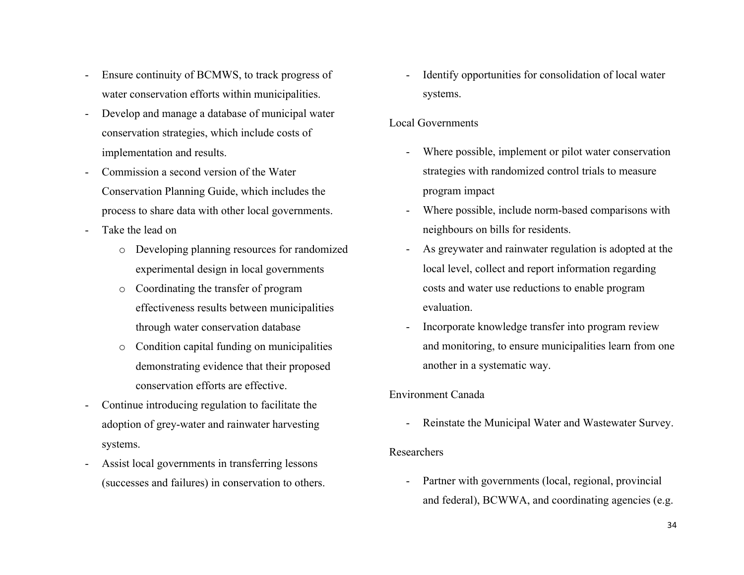- Ensure continuity of BCMWS, to track progress of water conservation efforts within municipalities.
- Develop and manage a database of municipal water conservation strategies, which include costs of implementation and results.
- Commission a second version of the Water Conservation Planning Guide, which includes the process to share data with other local governments.
- Take the lead on
    - Developing planning resources for randomized experimental design in local governments
    - Coordinating the transfer of program effectiveness results between municipalities through water conservation database
    - Condition capital funding on municipalities demonstrating evidence that their proposed conservation efforts are effective.
- Continue introducing regulation to facilitate the adoption of grey-water and rainwater harvesting systems.
- Assist local governments in transferring lessons (successes and failures) in conservation to others.
- Identify opportunities for consolidation of local water systems.

Local Governments

- Where possible, implement or pilot water conservation strategies with randomized control trials to measure program impact
- Where possible, include norm-based comparisons with neighbours on bills for residents.
- As greywater and rainwater regulation is adopted at the local level, collect and report information regarding costs and water use reductions to enable program evaluation.
- Incorporate knowledge transfer into program review and monitoring, to ensure municipalities learn from one another in a systematic way.

Environment Canada

- Reinstate the Municipal Water and Wastewater Survey.

Researchers

- Partner with governments (local, regional, provincial and federal), BCWWA, and coordinating agencies (e.g.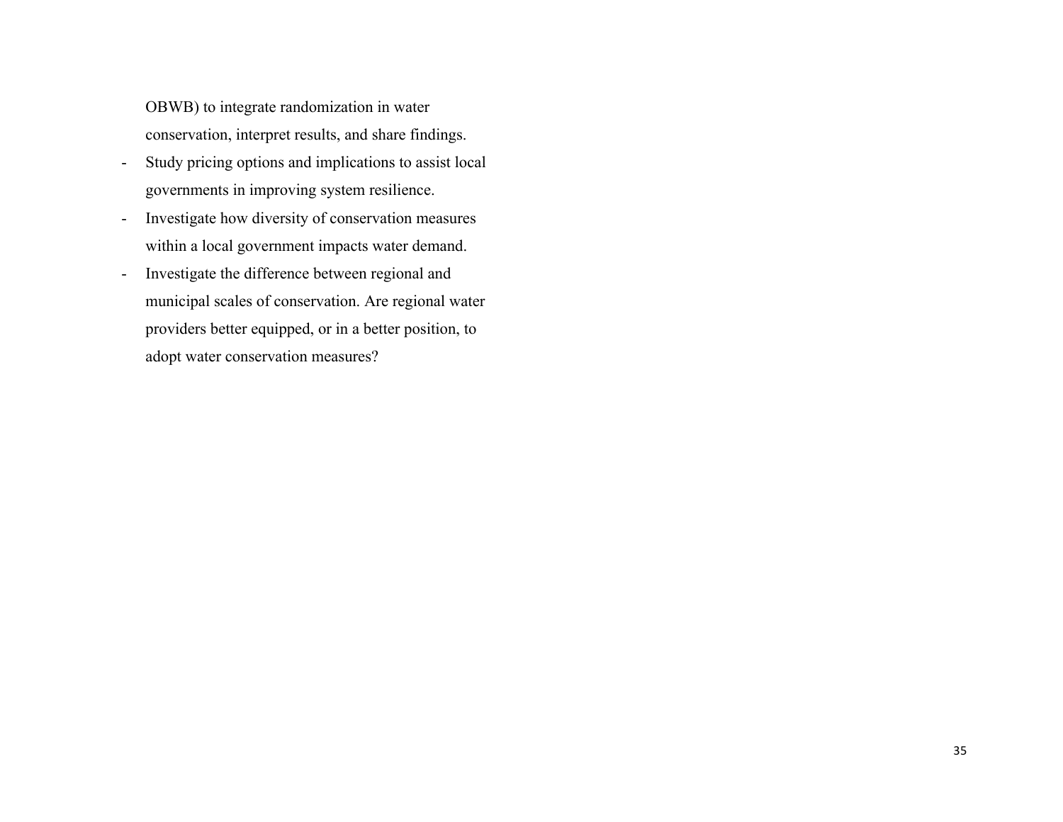OBWB) to integrate randomization in water conservation, interpret results, and share findings.

- Study pricing options and implications to assist local governments in improving system resilience.
- Investigate how diversity of conservation measures within a local government impacts water demand.
- Investigate the difference between regional and municipal scales of conservation. Are regional water providers better equipped, or in a better position, to adopt water conservation measures?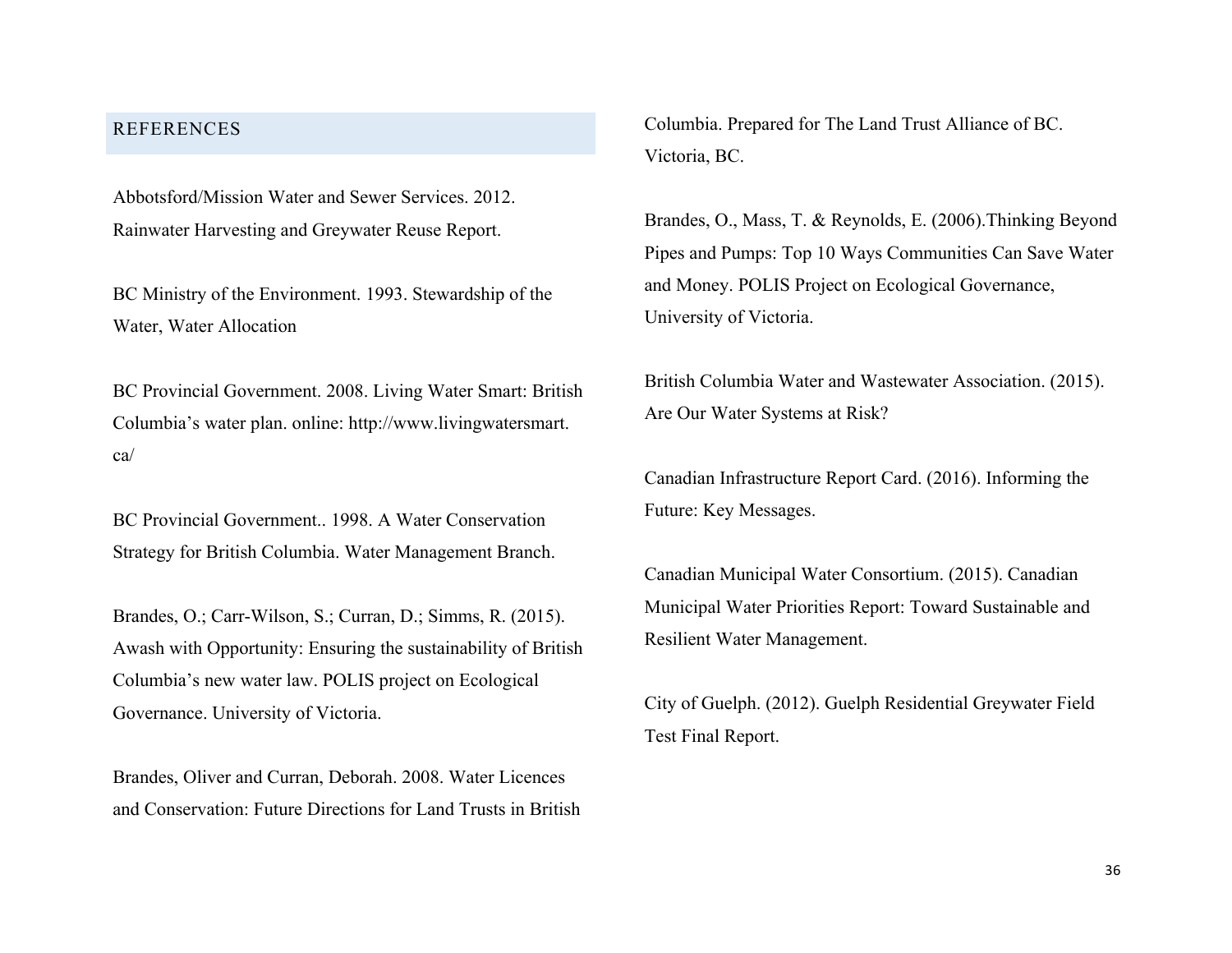## REFERENCES

Abbotsford/Mission Water and Sewer Services. 2012. Rainwater Harvesting and Greywater Reuse Report.

BC Ministry of the Environment. 1993. Stewardship of the Water, Water Allocation

BC Provincial Government. 2008. Living Water Smart: British Columbia's water plan. online: http://www.livingwatersmart.ca/

BC Provincial Government.. 1998. A Water Conservation Strategy for British Columbia. Water Management Branch.

Brandes, O.; Carr-Wilson, S.; Curran, D.; Simms, R. (2015). Awash with Opportunity: Ensuring the sustainability of British Columbia's new water law. POLIS project on Ecological Governance. University of Victoria.

Brandes, Oliver and Curran, Deborah. 2008. Water Licences and Conservation: Future Directions for Land Trusts in British Columbia. Prepared for The Land Trust Alliance of BC. Victoria, BC.

Brandes, O., Mass, T. & Reynolds, E. (2006).Thinking Beyond Pipes and Pumps: Top 10 Ways Communities Can Save Water and Money. POLIS Project on Ecological Governance, University of Victoria.

British Columbia Water and Wastewater Association. (2015). Are Our Water Systems at Risk?

Canadian Infrastructure Report Card. (2016). Informing the Future: Key Messages.

Canadian Municipal Water Consortium. (2015). Canadian Municipal Water Priorities Report: Toward Sustainable and Resilient Water Management.

City of Guelph. (2012). Guelph Residential Greywater Field Test Final Report.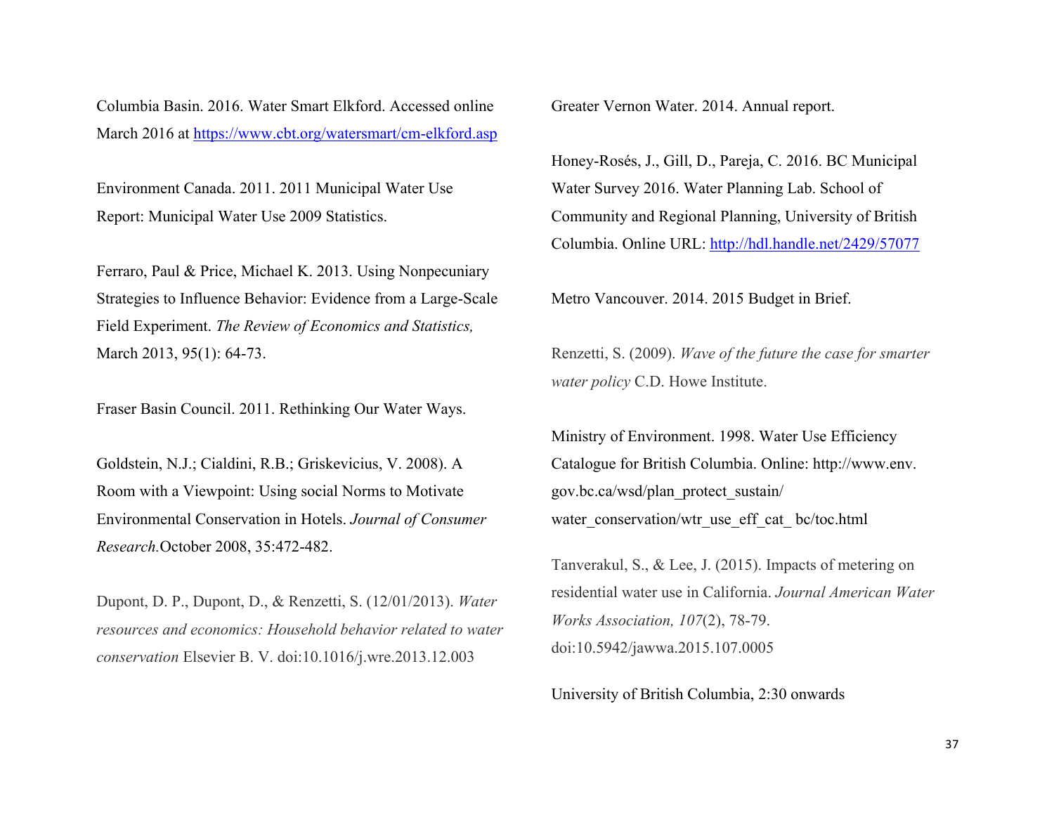Columbia Basin. 2016. Water Smart Elkford. Accessed online March 2016 at https://www.cbt.org/watersmart/cm-elkford.asp

Environment Canada. 2011. 2011 Municipal Water Use Report: Municipal Water Use 2009 Statistics.

Ferraro, Paul & Price, Michael K. 2013. Using Nonpecuniary Strategies to Influence Behavior: Evidence from a Large-Scale Field Experiment. *The Review of Economics and Statistics,* March 2013, 95(1): 64-73.

Fraser Basin Council. 2011. Rethinking Our Water Ways.

Goldstein, N.J.; Cialdini, R.B.; Griskevicius, V. 2008). A Room with a Viewpoint: Using social Norms to Motivate Environmental Conservation in Hotels. *Journal of Consumer Research.*October 2008, 35:472-482.

Dupont, D. P., Dupont, D., & Renzetti, S. (12/01/2013). *Water resources and economics: Household behavior related to water conservation* Elsevier B. V. doi:10.1016/j.wre.2013.12.003

Greater Vernon Water. 2014. Annual report.

Honey-Rosés, J., Gill, D., Pareja, C. 2016. BC Municipal Water Survey 2016. Water Planning Lab. School of Community and Regional Planning, University of British Columbia. Online URL: http://hdl.handle.net/2429/57077

Metro Vancouver. 2014. 2015 Budget in Brief.

Renzetti, S. (2009). *Wave of the future the case for smarter water policy* C.D. Howe Institute.

Ministry of Environment. 1998. Water Use Efficiency Catalogue for British Columbia. Online: http://www.env.gov.bc.ca/wsd/plan_protect_sustain/water_conservation/wtr_use_eff_cat_ bc/toc.html

Tanverakul, S., & Lee, J. (2015). Impacts of metering on residential water use in California. *Journal American Water Works Association, 107*(2), 78-79. doi:10.5942/jawwa.2015.107.0005

University of British Columbia, 2:30 onwards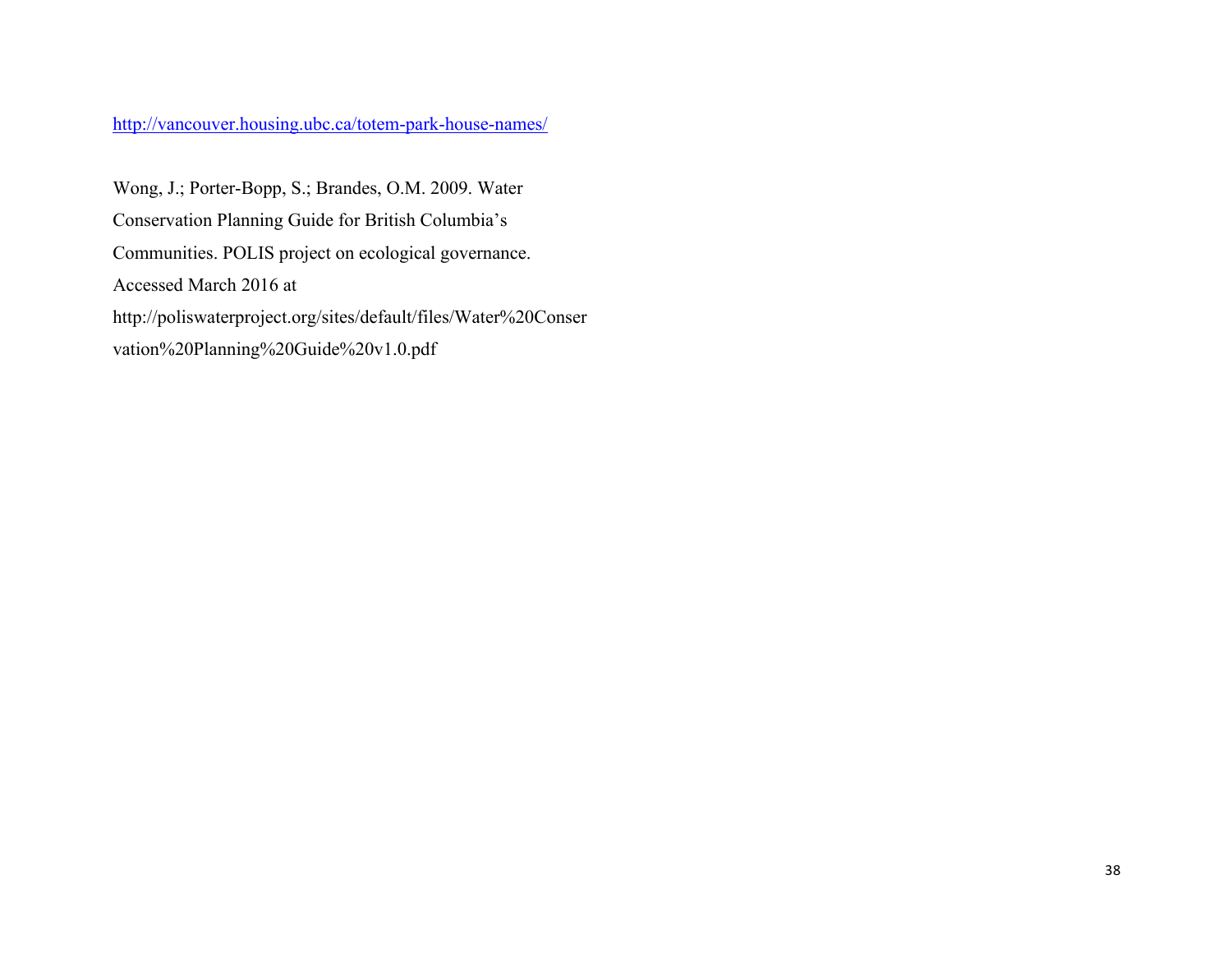http://vancouver.housing.ubc.ca/totem-park-house-names/

Wong, J.; Porter-Bopp, S.; Brandes, O.M. 2009. Water Conservation Planning Guide for British Columbia's Communities. POLIS project on ecological governance. Accessed March 2016 at http://poliswaterproject.org/sites/default/files/Water%20Conservation%20Planning%20Guide%20v1.0.pdf